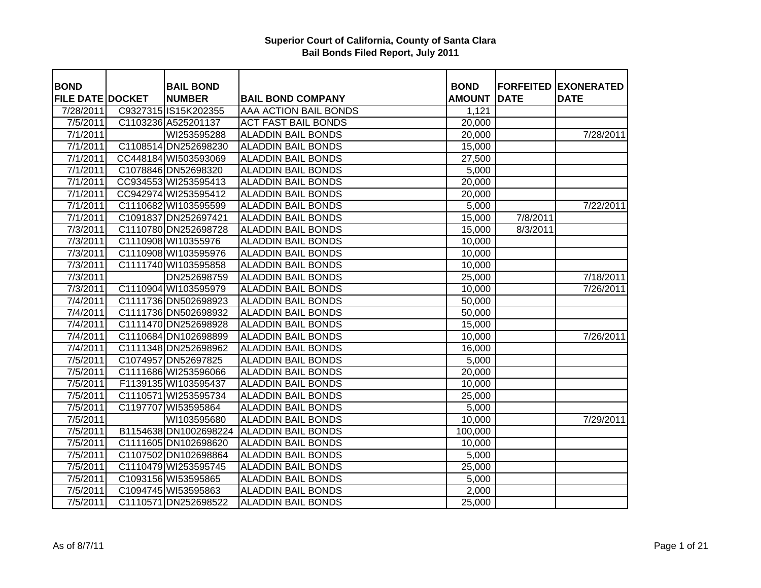# Superior Court of California, County of Santa Clara
## Bail Bonds Filed Report, July 2011

| BOND FILE DATE | DOCKET | BAIL BOND NUMBER | BAIL BOND COMPANY | BOND AMOUNT | FORFEITED DATE | EXONERATED DATE |
|---|---|---|---|---|---|---|
| 7/28/2011 | C9327315 | IS15K202355 | AAA ACTION BAIL BONDS | 1,121 | | |
| 7/5/2011 | C1103236 | A525201137 | ACT FAST BAIL BONDS | 20,000 | | |
| 7/1/2011 | | WI253595288 | ALADDIN BAIL BONDS | 20,000 | | 7/28/2011 |
| 7/1/2011 | C1108514 | DN252698230 | ALADDIN BAIL BONDS | 15,000 | | |
| 7/1/2011 | CC448184 | WI503593069 | ALADDIN BAIL BONDS | 27,500 | | |
| 7/1/2011 | C1078846 | DN52698320 | ALADDIN BAIL BONDS | 5,000 | | |
| 7/1/2011 | CC934553 | WI253595413 | ALADDIN BAIL BONDS | 20,000 | | |
| 7/1/2011 | CC942974 | WI253595412 | ALADDIN BAIL BONDS | 20,000 | | |
| 7/1/2011 | C1110682 | WI103595599 | ALADDIN BAIL BONDS | 5,000 | | 7/22/2011 |
| 7/1/2011 | C1091837 | DN252697421 | ALADDIN BAIL BONDS | 15,000 | 7/8/2011 | |
| 7/3/2011 | C1110780 | DN252698728 | ALADDIN BAIL BONDS | 15,000 | 8/3/2011 | |
| 7/3/2011 | C1110908 | WI10355976 | ALADDIN BAIL BONDS | 10,000 | | |
| 7/3/2011 | C1110908 | WI103595976 | ALADDIN BAIL BONDS | 10,000 | | |
| 7/3/2011 | C1111740 | WI103595858 | ALADDIN BAIL BONDS | 10,000 | | |
| 7/3/2011 | | DN252698759 | ALADDIN BAIL BONDS | 25,000 | | 7/18/2011 |
| 7/3/2011 | C1110904 | WI103595979 | ALADDIN BAIL BONDS | 10,000 | | 7/26/2011 |
| 7/4/2011 | C1111736 | DN502698923 | ALADDIN BAIL BONDS | 50,000 | | |
| 7/4/2011 | C1111736 | DN502698932 | ALADDIN BAIL BONDS | 50,000 | | |
| 7/4/2011 | C1111470 | DN252698928 | ALADDIN BAIL BONDS | 15,000 | | |
| 7/4/2011 | C1110684 | DN102698899 | ALADDIN BAIL BONDS | 10,000 | | 7/26/2011 |
| 7/4/2011 | C1111348 | DN252698962 | ALADDIN BAIL BONDS | 16,000 | | |
| 7/5/2011 | C1074957 | DN52697825 | ALADDIN BAIL BONDS | 5,000 | | |
| 7/5/2011 | C1111686 | WI253596066 | ALADDIN BAIL BONDS | 20,000 | | |
| 7/5/2011 | F1139135 | WI103595437 | ALADDIN BAIL BONDS | 10,000 | | |
| 7/5/2011 | C1110571 | WI253595734 | ALADDIN BAIL BONDS | 25,000 | | |
| 7/5/2011 | C1197707 | WI53595864 | ALADDIN BAIL BONDS | 5,000 | | |
| 7/5/2011 | | WI103595680 | ALADDIN BAIL BONDS | 10,000 | | 7/29/2011 |
| 7/5/2011 | B1154638 | DN1002698224 | ALADDIN BAIL BONDS | 100,000 | | |
| 7/5/2011 | C1111605 | DN102698620 | ALADDIN BAIL BONDS | 10,000 | | |
| 7/5/2011 | C1107502 | DN102698864 | ALADDIN BAIL BONDS | 5,000 | | |
| 7/5/2011 | C1110479 | WI253595745 | ALADDIN BAIL BONDS | 25,000 | | |
| 7/5/2011 | C1093156 | WI53595865 | ALADDIN BAIL BONDS | 5,000 | | |
| 7/5/2011 | C1094745 | WI53595863 | ALADDIN BAIL BONDS | 2,000 | | |
| 7/5/2011 | C1110571 | DN252698522 | ALADDIN BAIL BONDS | 25,000 | | |

As of 8/7/11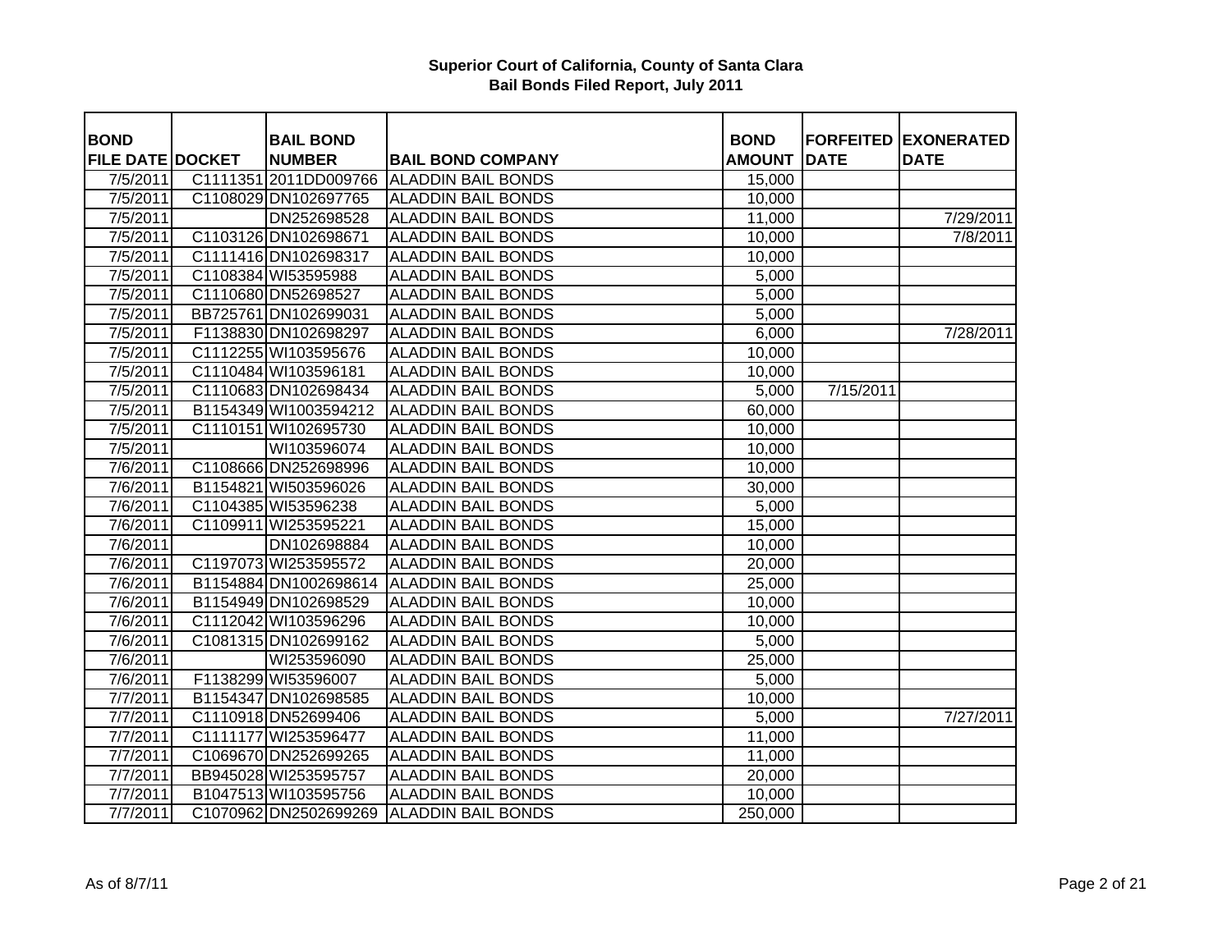# Superior Court of California, County of Santa Clara
## Bail Bonds Filed Report, July 2011

| BOND FILE DATE | DOCKET | BAIL BOND NUMBER | BAIL BOND COMPANY | BOND AMOUNT | FORFEITED DATE | EXONERATED DATE |
|---|---|---|---|---|---|---|
| 7/5/2011 | C1111351 | 2011DD009766 | ALADDIN BAIL BONDS | 15,000 | | |
| 7/5/2011 | C1108029 | DN102697765 | ALADDIN BAIL BONDS | 10,000 | | |
| 7/5/2011 | | DN252698528 | ALADDIN BAIL BONDS | 11,000 | | 7/29/2011 |
| 7/5/2011 | C1103126 | DN102698671 | ALADDIN BAIL BONDS | 10,000 | | 7/8/2011 |
| 7/5/2011 | C1111416 | DN102698317 | ALADDIN BAIL BONDS | 10,000 | | |
| 7/5/2011 | C1108384 | WI53595988 | ALADDIN BAIL BONDS | 5,000 | | |
| 7/5/2011 | C1110680 | DN52698527 | ALADDIN BAIL BONDS | 5,000 | | |
| 7/5/2011 | BB725761 | DN102699031 | ALADDIN BAIL BONDS | 5,000 | | |
| 7/5/2011 | F1138830 | DN102698297 | ALADDIN BAIL BONDS | 6,000 | | 7/28/2011 |
| 7/5/2011 | C1112255 | WI103595676 | ALADDIN BAIL BONDS | 10,000 | | |
| 7/5/2011 | C1110484 | WI103596181 | ALADDIN BAIL BONDS | 10,000 | | |
| 7/5/2011 | C1110683 | DN102698434 | ALADDIN BAIL BONDS | 5,000 | 7/15/2011 | |
| 7/5/2011 | B1154349 | WI1003594212 | ALADDIN BAIL BONDS | 60,000 | | |
| 7/5/2011 | C1110151 | WI102695730 | ALADDIN BAIL BONDS | 10,000 | | |
| 7/5/2011 | | WI103596074 | ALADDIN BAIL BONDS | 10,000 | | |
| 7/6/2011 | C1108666 | DN252698996 | ALADDIN BAIL BONDS | 10,000 | | |
| 7/6/2011 | B1154821 | WI503596026 | ALADDIN BAIL BONDS | 30,000 | | |
| 7/6/2011 | C1104385 | WI53596238 | ALADDIN BAIL BONDS | 5,000 | | |
| 7/6/2011 | C1109911 | WI253595221 | ALADDIN BAIL BONDS | 15,000 | | |
| 7/6/2011 | | DN102698884 | ALADDIN BAIL BONDS | 10,000 | | |
| 7/6/2011 | C1197073 | WI253595572 | ALADDIN BAIL BONDS | 20,000 | | |
| 7/6/2011 | B1154884 | DN1002698614 | ALADDIN BAIL BONDS | 25,000 | | |
| 7/6/2011 | B1154949 | DN102698529 | ALADDIN BAIL BONDS | 10,000 | | |
| 7/6/2011 | C1112042 | WI103596296 | ALADDIN BAIL BONDS | 10,000 | | |
| 7/6/2011 | C1081315 | DN102699162 | ALADDIN BAIL BONDS | 5,000 | | |
| 7/6/2011 | | WI253596090 | ALADDIN BAIL BONDS | 25,000 | | |
| 7/6/2011 | F1138299 | WI53596007 | ALADDIN BAIL BONDS | 5,000 | | |
| 7/7/2011 | B1154347 | DN102698585 | ALADDIN BAIL BONDS | 10,000 | | |
| 7/7/2011 | C1110918 | DN52699406 | ALADDIN BAIL BONDS | 5,000 | | 7/27/2011 |
| 7/7/2011 | C1111177 | WI253596477 | ALADDIN BAIL BONDS | 11,000 | | |
| 7/7/2011 | C1069670 | DN252699265 | ALADDIN BAIL BONDS | 11,000 | | |
| 7/7/2011 | BB945028 | WI253595757 | ALADDIN BAIL BONDS | 20,000 | | |
| 7/7/2011 | B1047513 | WI103595756 | ALADDIN BAIL BONDS | 10,000 | | |
| 7/7/2011 | C1070962 | DN2502699269 | ALADDIN BAIL BONDS | 250,000 | | |

As of 8/7/11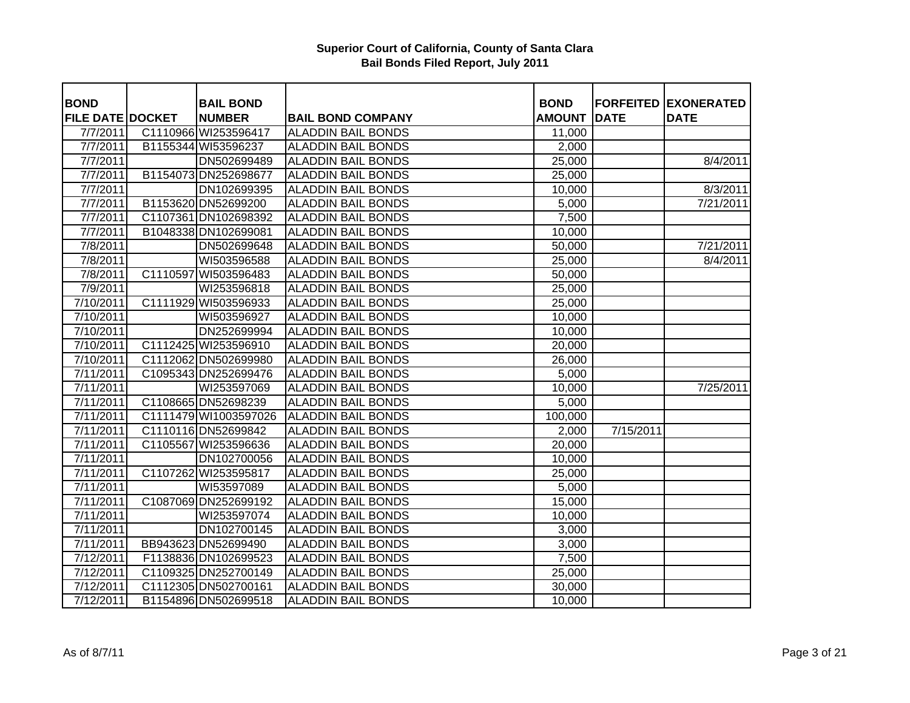# Superior Court of California, County of Santa Clara
## Bail Bonds Filed Report, July 2011

| BOND FILE DATE | DOCKET | BAIL BOND NUMBER | BAIL BOND COMPANY | BOND AMOUNT | FORFEITED DATE | EXONERATED DATE |
|---|---|---|---|---|---|---|
| 7/7/2011 | C1110966 | WI253596417 | ALADDIN BAIL BONDS | 11,000 | | |
| 7/7/2011 | B1155344 | WI53596237 | ALADDIN BAIL BONDS | 2,000 | | |
| 7/7/2011 | | DN502699489 | ALADDIN BAIL BONDS | 25,000 | | 8/4/2011 |
| 7/7/2011 | B1154073 | DN252698677 | ALADDIN BAIL BONDS | 25,000 | | |
| 7/7/2011 | | DN102699395 | ALADDIN BAIL BONDS | 10,000 | | 8/3/2011 |
| 7/7/2011 | B1153620 | DN52699200 | ALADDIN BAIL BONDS | 5,000 | | 7/21/2011 |
| 7/7/2011 | C1107361 | DN102698392 | ALADDIN BAIL BONDS | 7,500 | | |
| 7/7/2011 | B1048338 | DN102699081 | ALADDIN BAIL BONDS | 10,000 | | |
| 7/8/2011 | | DN502699648 | ALADDIN BAIL BONDS | 50,000 | | 7/21/2011 |
| 7/8/2011 | | WI503596588 | ALADDIN BAIL BONDS | 25,000 | | 8/4/2011 |
| 7/8/2011 | C1110597 | WI503596483 | ALADDIN BAIL BONDS | 50,000 | | |
| 7/9/2011 | | WI253596818 | ALADDIN BAIL BONDS | 25,000 | | |
| 7/10/2011 | C1111929 | WI503596933 | ALADDIN BAIL BONDS | 25,000 | | |
| 7/10/2011 | | WI503596927 | ALADDIN BAIL BONDS | 10,000 | | |
| 7/10/2011 | | DN252699994 | ALADDIN BAIL BONDS | 10,000 | | |
| 7/10/2011 | C1112425 | WI253596910 | ALADDIN BAIL BONDS | 20,000 | | |
| 7/10/2011 | C1112062 | DN502699980 | ALADDIN BAIL BONDS | 26,000 | | |
| 7/11/2011 | C1095343 | DN252699476 | ALADDIN BAIL BONDS | 5,000 | | |
| 7/11/2011 | | WI253597069 | ALADDIN BAIL BONDS | 10,000 | | 7/25/2011 |
| 7/11/2011 | C1108665 | DN52698239 | ALADDIN BAIL BONDS | 5,000 | | |
| 7/11/2011 | C1111479 | WI1003597026 | ALADDIN BAIL BONDS | 100,000 | | |
| 7/11/2011 | C1110116 | DN52699842 | ALADDIN BAIL BONDS | 2,000 | 7/15/2011 | |
| 7/11/2011 | C1105567 | WI253596636 | ALADDIN BAIL BONDS | 20,000 | | |
| 7/11/2011 | | DN102700056 | ALADDIN BAIL BONDS | 10,000 | | |
| 7/11/2011 | C1107262 | WI253595817 | ALADDIN BAIL BONDS | 25,000 | | |
| 7/11/2011 | | WI53597089 | ALADDIN BAIL BONDS | 5,000 | | |
| 7/11/2011 | C1087069 | DN252699192 | ALADDIN BAIL BONDS | 15,000 | | |
| 7/11/2011 | | WI253597074 | ALADDIN BAIL BONDS | 10,000 | | |
| 7/11/2011 | | DN102700145 | ALADDIN BAIL BONDS | 3,000 | | |
| 7/11/2011 | BB943623 | DN52699490 | ALADDIN BAIL BONDS | 3,000 | | |
| 7/12/2011 | F1138836 | DN102699523 | ALADDIN BAIL BONDS | 7,500 | | |
| 7/12/2011 | C1109325 | DN252700149 | ALADDIN BAIL BONDS | 25,000 | | |
| 7/12/2011 | C1112305 | DN502700161 | ALADDIN BAIL BONDS | 30,000 | | |
| 7/12/2011 | B1154896 | DN502699518 | ALADDIN BAIL BONDS | 10,000 | | |

As of 8/7/11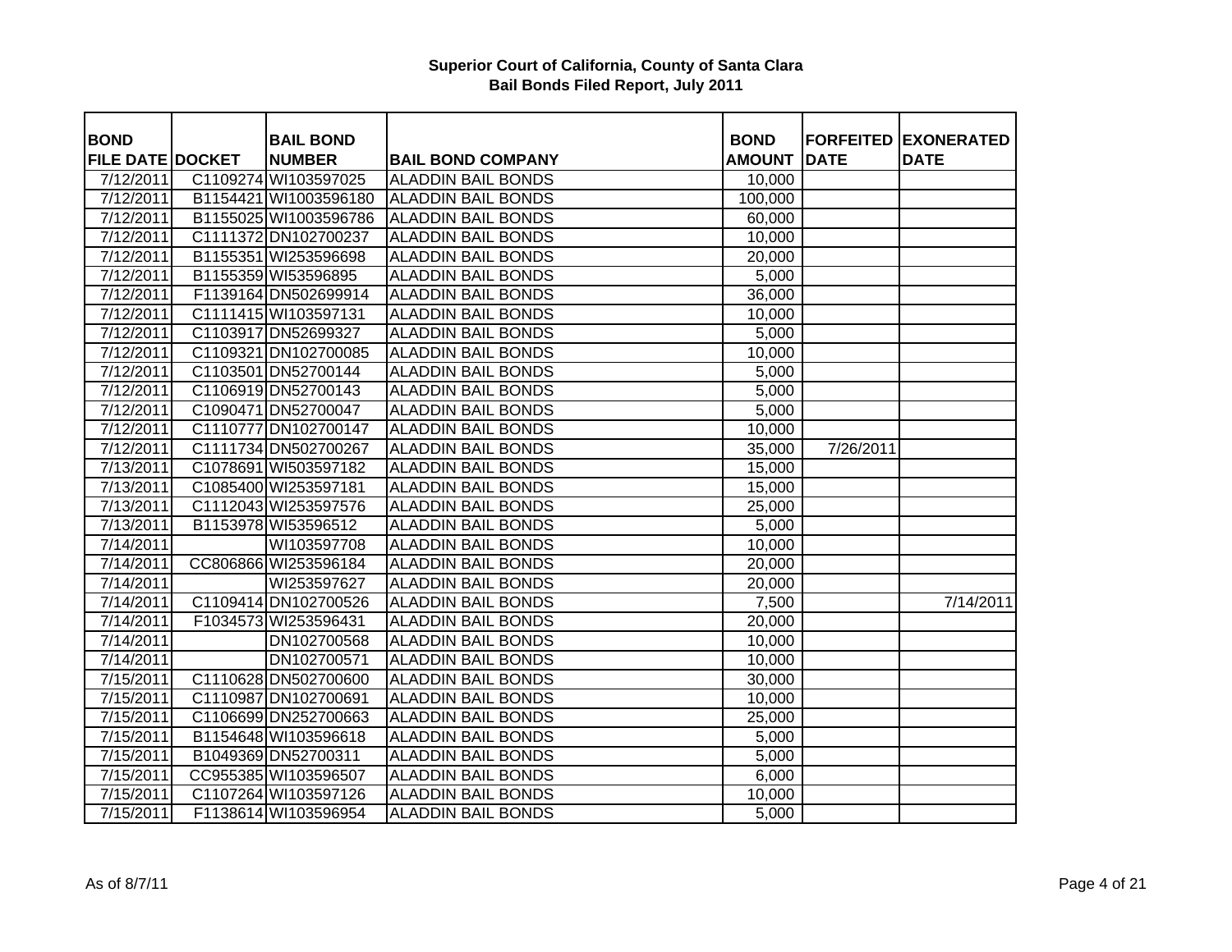**Superior Court of California, County of Santa Clara**
**Bail Bonds Filed Report, July 2011**

| BOND FILE DATE | DOCKET | BAIL BOND NUMBER | BAIL BOND COMPANY | BOND AMOUNT | FORFEITED DATE | EXONERATED DATE |
|---|---|---|---|---|---|---|
| 7/12/2011 | C1109274 | WI103597025 | ALADDIN BAIL BONDS | 10,000 | | |
| 7/12/2011 | B1154421 | WI1003596180 | ALADDIN BAIL BONDS | 100,000 | | |
| 7/12/2011 | B1155025 | WI1003596786 | ALADDIN BAIL BONDS | 60,000 | | |
| 7/12/2011 | C1111372 | DN102700237 | ALADDIN BAIL BONDS | 10,000 | | |
| 7/12/2011 | B1155351 | WI253596698 | ALADDIN BAIL BONDS | 20,000 | | |
| 7/12/2011 | B1155359 | WI53596895 | ALADDIN BAIL BONDS | 5,000 | | |
| 7/12/2011 | F1139164 | DN502699914 | ALADDIN BAIL BONDS | 36,000 | | |
| 7/12/2011 | C1111415 | WI103597131 | ALADDIN BAIL BONDS | 10,000 | | |
| 7/12/2011 | C1103917 | DN52699327 | ALADDIN BAIL BONDS | 5,000 | | |
| 7/12/2011 | C1109321 | DN102700085 | ALADDIN BAIL BONDS | 10,000 | | |
| 7/12/2011 | C1103501 | DN52700144 | ALADDIN BAIL BONDS | 5,000 | | |
| 7/12/2011 | C1106919 | DN52700143 | ALADDIN BAIL BONDS | 5,000 | | |
| 7/12/2011 | C1090471 | DN52700047 | ALADDIN BAIL BONDS | 5,000 | | |
| 7/12/2011 | C1110777 | DN102700147 | ALADDIN BAIL BONDS | 10,000 | | |
| 7/12/2011 | C1111734 | DN502700267 | ALADDIN BAIL BONDS | 35,000 | 7/26/2011 | |
| 7/13/2011 | C1078691 | WI503597182 | ALADDIN BAIL BONDS | 15,000 | | |
| 7/13/2011 | C1085400 | WI253597181 | ALADDIN BAIL BONDS | 15,000 | | |
| 7/13/2011 | C1112043 | WI253597576 | ALADDIN BAIL BONDS | 25,000 | | |
| 7/13/2011 | B1153978 | WI53596512 | ALADDIN BAIL BONDS | 5,000 | | |
| 7/14/2011 | | WI103597708 | ALADDIN BAIL BONDS | 10,000 | | |
| 7/14/2011 | CC806866 | WI253596184 | ALADDIN BAIL BONDS | 20,000 | | |
| 7/14/2011 | | WI253597627 | ALADDIN BAIL BONDS | 20,000 | | |
| 7/14/2011 | C1109414 | DN102700526 | ALADDIN BAIL BONDS | 7,500 | | 7/14/2011 |
| 7/14/2011 | F1034573 | WI253596431 | ALADDIN BAIL BONDS | 20,000 | | |
| 7/14/2011 | | DN102700568 | ALADDIN BAIL BONDS | 10,000 | | |
| 7/14/2011 | | DN102700571 | ALADDIN BAIL BONDS | 10,000 | | |
| 7/15/2011 | C1110628 | DN502700600 | ALADDIN BAIL BONDS | 30,000 | | |
| 7/15/2011 | C1110987 | DN102700691 | ALADDIN BAIL BONDS | 10,000 | | |
| 7/15/2011 | C1106699 | DN252700663 | ALADDIN BAIL BONDS | 25,000 | | |
| 7/15/2011 | B1154648 | WI103596618 | ALADDIN BAIL BONDS | 5,000 | | |
| 7/15/2011 | B1049369 | DN52700311 | ALADDIN BAIL BONDS | 5,000 | | |
| 7/15/2011 | CC955385 | WI103596507 | ALADDIN BAIL BONDS | 6,000 | | |
| 7/15/2011 | C1107264 | WI103597126 | ALADDIN BAIL BONDS | 10,000 | | |
| 7/15/2011 | F1138614 | WI103596954 | ALADDIN BAIL BONDS | 5,000 | | |

As of 8/7/11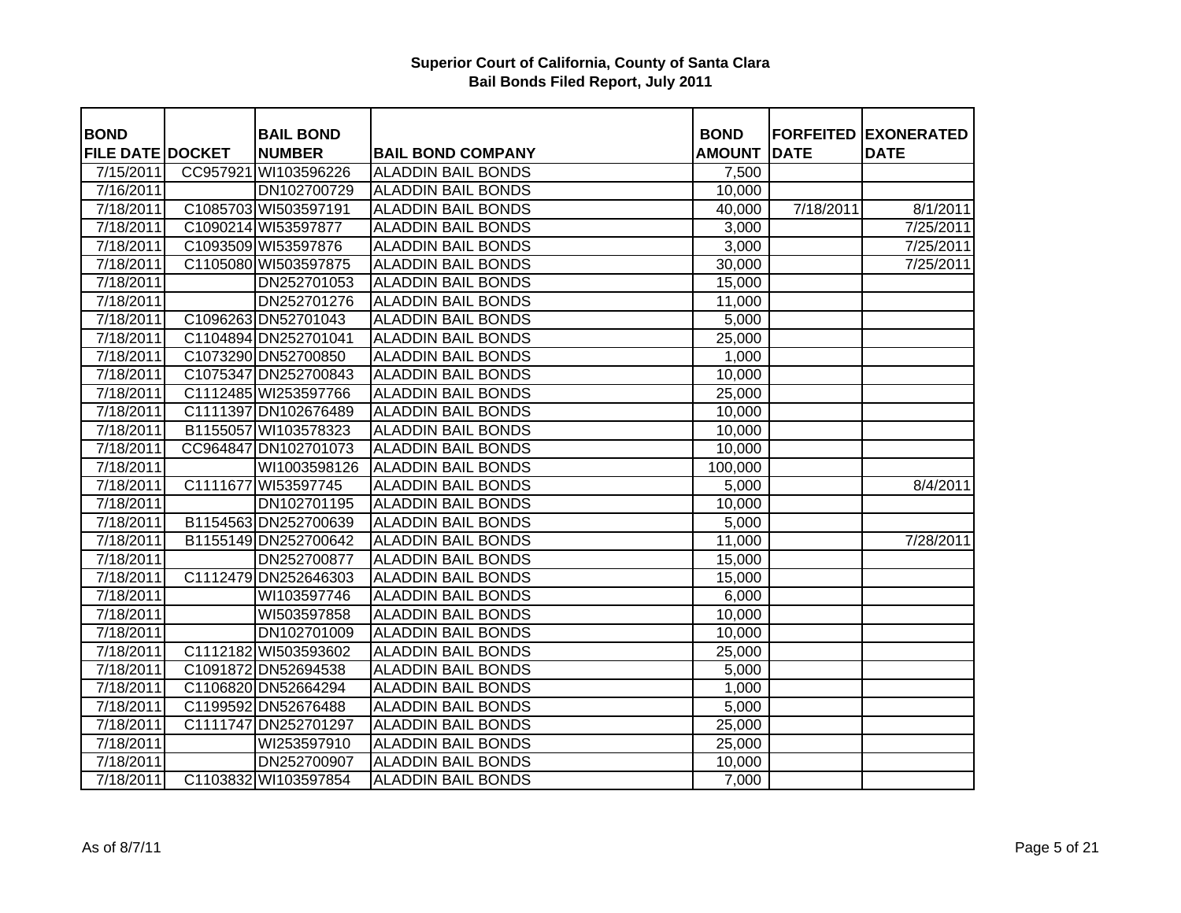**Superior Court of California, County of Santa Clara**
**Bail Bonds Filed Report, July 2011**

| BOND FILE DATE | DOCKET | BAIL BOND NUMBER | BAIL BOND COMPANY | BOND AMOUNT | FORFEITED DATE | EXONERATED DATE |
|---|---|---|---|---|---|---|
| 7/15/2011 | CC957921 | WI103596226 | ALADDIN BAIL BONDS | 7,500 | | |
| 7/16/2011 | | DN102700729 | ALADDIN BAIL BONDS | 10,000 | | |
| 7/18/2011 | C1085703 | WI503597191 | ALADDIN BAIL BONDS | 40,000 | 7/18/2011 | 8/1/2011 |
| 7/18/2011 | C1090214 | WI53597877 | ALADDIN BAIL BONDS | 3,000 | | 7/25/2011 |
| 7/18/2011 | C1093509 | WI53597876 | ALADDIN BAIL BONDS | 3,000 | | 7/25/2011 |
| 7/18/2011 | C1105080 | WI503597875 | ALADDIN BAIL BONDS | 30,000 | | 7/25/2011 |
| 7/18/2011 | | DN252701053 | ALADDIN BAIL BONDS | 15,000 | | |
| 7/18/2011 | | DN252701276 | ALADDIN BAIL BONDS | 11,000 | | |
| 7/18/2011 | C1096263 | DN52701043 | ALADDIN BAIL BONDS | 5,000 | | |
| 7/18/2011 | C1104894 | DN252701041 | ALADDIN BAIL BONDS | 25,000 | | |
| 7/18/2011 | C1073290 | DN52700850 | ALADDIN BAIL BONDS | 1,000 | | |
| 7/18/2011 | C1075347 | DN252700843 | ALADDIN BAIL BONDS | 10,000 | | |
| 7/18/2011 | C1112485 | WI253597766 | ALADDIN BAIL BONDS | 25,000 | | |
| 7/18/2011 | C1111397 | DN102676489 | ALADDIN BAIL BONDS | 10,000 | | |
| 7/18/2011 | B1155057 | WI103578323 | ALADDIN BAIL BONDS | 10,000 | | |
| 7/18/2011 | CC964847 | DN102701073 | ALADDIN BAIL BONDS | 10,000 | | |
| 7/18/2011 | | WI1003598126 | ALADDIN BAIL BONDS | 100,000 | | |
| 7/18/2011 | C1111677 | WI53597745 | ALADDIN BAIL BONDS | 5,000 | | 8/4/2011 |
| 7/18/2011 | | DN102701195 | ALADDIN BAIL BONDS | 10,000 | | |
| 7/18/2011 | B1154563 | DN252700639 | ALADDIN BAIL BONDS | 5,000 | | |
| 7/18/2011 | B1155149 | DN252700642 | ALADDIN BAIL BONDS | 11,000 | | 7/28/2011 |
| 7/18/2011 | | DN252700877 | ALADDIN BAIL BONDS | 15,000 | | |
| 7/18/2011 | C1112479 | DN252646303 | ALADDIN BAIL BONDS | 15,000 | | |
| 7/18/2011 | | WI103597746 | ALADDIN BAIL BONDS | 6,000 | | |
| 7/18/2011 | | WI503597858 | ALADDIN BAIL BONDS | 10,000 | | |
| 7/18/2011 | | DN102701009 | ALADDIN BAIL BONDS | 10,000 | | |
| 7/18/2011 | C1112182 | WI503593602 | ALADDIN BAIL BONDS | 25,000 | | |
| 7/18/2011 | C1091872 | DN52694538 | ALADDIN BAIL BONDS | 5,000 | | |
| 7/18/2011 | C1106820 | DN52664294 | ALADDIN BAIL BONDS | 1,000 | | |
| 7/18/2011 | C1199592 | DN52676488 | ALADDIN BAIL BONDS | 5,000 | | |
| 7/18/2011 | C1111747 | DN252701297 | ALADDIN BAIL BONDS | 25,000 | | |
| 7/18/2011 | | WI253597910 | ALADDIN BAIL BONDS | 25,000 | | |
| 7/18/2011 | | DN252700907 | ALADDIN BAIL BONDS | 10,000 | | |
| 7/18/2011 | C1103832 | WI103597854 | ALADDIN BAIL BONDS | 7,000 | | |

As of 8/7/11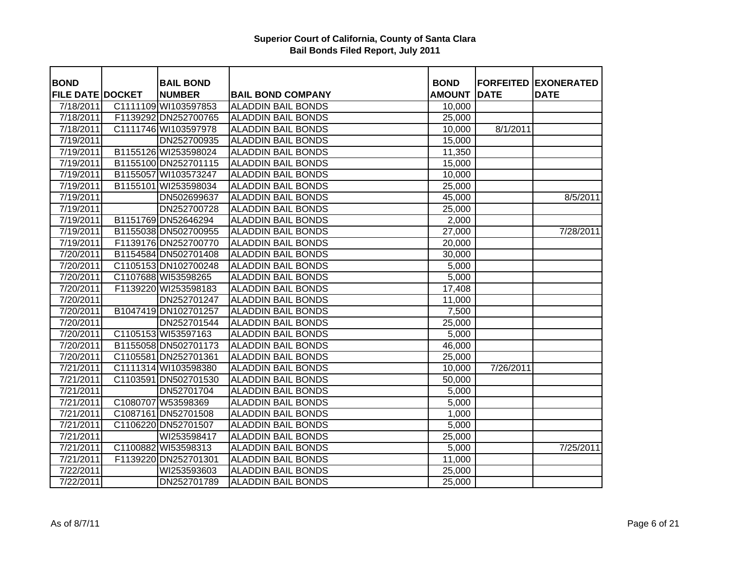**Superior Court of California, County of Santa Clara**
**Bail Bonds Filed Report, July 2011**

| BOND FILE DATE | DOCKET | BAIL BOND NUMBER | BAIL BOND COMPANY | BOND AMOUNT | FORFEITED DATE | EXONERATED DATE |
|---|---|---|---|---|---|---|
| 7/18/2011 | C1111109 | WI103597853 | ALADDIN BAIL BONDS | 10,000 | | |
| 7/18/2011 | F1139292 | DN252700765 | ALADDIN BAIL BONDS | 25,000 | | |
| 7/18/2011 | C1111746 | WI103597978 | ALADDIN BAIL BONDS | 10,000 | 8/1/2011 | |
| 7/19/2011 | | DN252700935 | ALADDIN BAIL BONDS | 15,000 | | |
| 7/19/2011 | B1155126 | WI253598024 | ALADDIN BAIL BONDS | 11,350 | | |
| 7/19/2011 | B1155100 | DN252701115 | ALADDIN BAIL BONDS | 15,000 | | |
| 7/19/2011 | B1155057 | WI103573247 | ALADDIN BAIL BONDS | 10,000 | | |
| 7/19/2011 | B1155101 | WI253598034 | ALADDIN BAIL BONDS | 25,000 | | |
| 7/19/2011 | | DN502699637 | ALADDIN BAIL BONDS | 45,000 | | 8/5/2011 |
| 7/19/2011 | | DN252700728 | ALADDIN BAIL BONDS | 25,000 | | |
| 7/19/2011 | B1151769 | DN52646294 | ALADDIN BAIL BONDS | 2,000 | | |
| 7/19/2011 | B1155038 | DN502700955 | ALADDIN BAIL BONDS | 27,000 | | 7/28/2011 |
| 7/19/2011 | F1139176 | DN252700770 | ALADDIN BAIL BONDS | 20,000 | | |
| 7/20/2011 | B1154584 | DN502701408 | ALADDIN BAIL BONDS | 30,000 | | |
| 7/20/2011 | C1105153 | DN102700248 | ALADDIN BAIL BONDS | 5,000 | | |
| 7/20/2011 | C1107688 | WI53598265 | ALADDIN BAIL BONDS | 5,000 | | |
| 7/20/2011 | F1139220 | WI253598183 | ALADDIN BAIL BONDS | 17,408 | | |
| 7/20/2011 | | DN252701247 | ALADDIN BAIL BONDS | 11,000 | | |
| 7/20/2011 | B1047419 | DN102701257 | ALADDIN BAIL BONDS | 7,500 | | |
| 7/20/2011 | | DN252701544 | ALADDIN BAIL BONDS | 25,000 | | |
| 7/20/2011 | C1105153 | WI53597163 | ALADDIN BAIL BONDS | 5,000 | | |
| 7/20/2011 | B1155058 | DN502701173 | ALADDIN BAIL BONDS | 46,000 | | |
| 7/20/2011 | C1105581 | DN252701361 | ALADDIN BAIL BONDS | 25,000 | | |
| 7/21/2011 | C1111314 | WI103598380 | ALADDIN BAIL BONDS | 10,000 | 7/26/2011 | |
| 7/21/2011 | C1103591 | DN502701530 | ALADDIN BAIL BONDS | 50,000 | | |
| 7/21/2011 | | DN52701704 | ALADDIN BAIL BONDS | 5,000 | | |
| 7/21/2011 | C1080707 | W53598369 | ALADDIN BAIL BONDS | 5,000 | | |
| 7/21/2011 | C1087161 | DN52701508 | ALADDIN BAIL BONDS | 1,000 | | |
| 7/21/2011 | C1106220 | DN52701507 | ALADDIN BAIL BONDS | 5,000 | | |
| 7/21/2011 | | WI253598417 | ALADDIN BAIL BONDS | 25,000 | | |
| 7/21/2011 | C1100882 | WI53598313 | ALADDIN BAIL BONDS | 5,000 | | 7/25/2011 |
| 7/21/2011 | F1139220 | DN252701301 | ALADDIN BAIL BONDS | 11,000 | | |
| 7/22/2011 | | WI253593603 | ALADDIN BAIL BONDS | 25,000 | | |
| 7/22/2011 | | DN252701789 | ALADDIN BAIL BONDS | 25,000 | | |

As of 8/7/11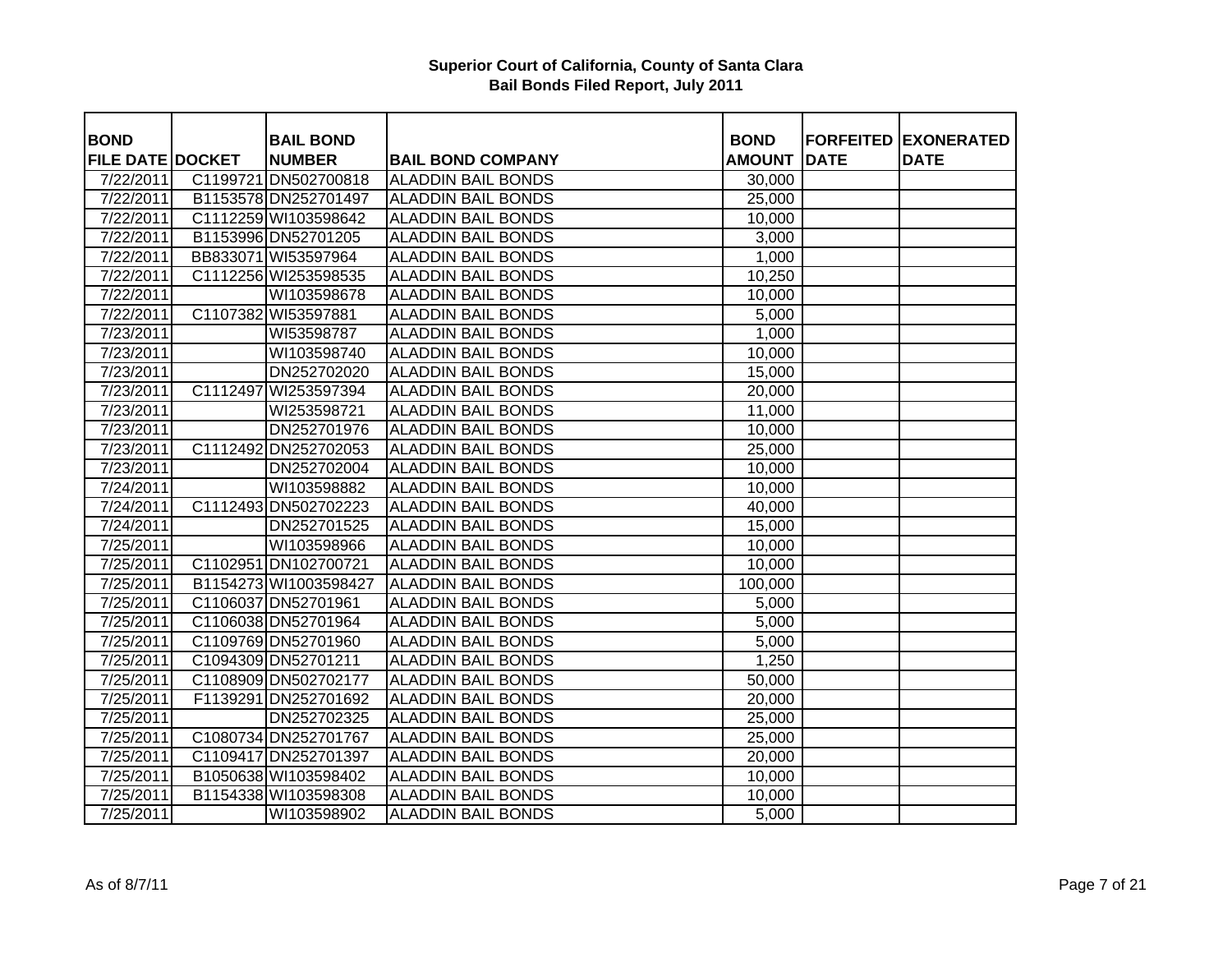**Superior Court of California, County of Santa Clara**
**Bail Bonds Filed Report, July 2011**

| BOND FILE DATE | DOCKET | BAIL BOND NUMBER | BAIL BOND COMPANY | BOND AMOUNT | FORFEITED DATE | EXONERATED DATE |
|---|---|---|---|---|---|---|
| 7/22/2011 | C1199721 | DN502700818 | ALADDIN BAIL BONDS | 30,000 | | |
| 7/22/2011 | B1153578 | DN252701497 | ALADDIN BAIL BONDS | 25,000 | | |
| 7/22/2011 | C1112259 | WI103598642 | ALADDIN BAIL BONDS | 10,000 | | |
| 7/22/2011 | B1153996 | DN52701205 | ALADDIN BAIL BONDS | 3,000 | | |
| 7/22/2011 | BB833071 | WI53597964 | ALADDIN BAIL BONDS | 1,000 | | |
| 7/22/2011 | C1112256 | WI253598535 | ALADDIN BAIL BONDS | 10,250 | | |
| 7/22/2011 | | WI103598678 | ALADDIN BAIL BONDS | 10,000 | | |
| 7/22/2011 | C1107382 | WI53597881 | ALADDIN BAIL BONDS | 5,000 | | |
| 7/23/2011 | | WI53598787 | ALADDIN BAIL BONDS | 1,000 | | |
| 7/23/2011 | | WI103598740 | ALADDIN BAIL BONDS | 10,000 | | |
| 7/23/2011 | | DN252702020 | ALADDIN BAIL BONDS | 15,000 | | |
| 7/23/2011 | C1112497 | WI253597394 | ALADDIN BAIL BONDS | 20,000 | | |
| 7/23/2011 | | WI253598721 | ALADDIN BAIL BONDS | 11,000 | | |
| 7/23/2011 | | DN252701976 | ALADDIN BAIL BONDS | 10,000 | | |
| 7/23/2011 | C1112492 | DN252702053 | ALADDIN BAIL BONDS | 25,000 | | |
| 7/23/2011 | | DN252702004 | ALADDIN BAIL BONDS | 10,000 | | |
| 7/24/2011 | | WI103598882 | ALADDIN BAIL BONDS | 10,000 | | |
| 7/24/2011 | C1112493 | DN502702223 | ALADDIN BAIL BONDS | 40,000 | | |
| 7/24/2011 | | DN252701525 | ALADDIN BAIL BONDS | 15,000 | | |
| 7/25/2011 | | WI103598966 | ALADDIN BAIL BONDS | 10,000 | | |
| 7/25/2011 | C1102951 | DN102700721 | ALADDIN BAIL BONDS | 10,000 | | |
| 7/25/2011 | B1154273 | WI1003598427 | ALADDIN BAIL BONDS | 100,000 | | |
| 7/25/2011 | C1106037 | DN52701961 | ALADDIN BAIL BONDS | 5,000 | | |
| 7/25/2011 | C1106038 | DN52701964 | ALADDIN BAIL BONDS | 5,000 | | |
| 7/25/2011 | C1109769 | DN52701960 | ALADDIN BAIL BONDS | 5,000 | | |
| 7/25/2011 | C1094309 | DN52701211 | ALADDIN BAIL BONDS | 1,250 | | |
| 7/25/2011 | C1108909 | DN502702177 | ALADDIN BAIL BONDS | 50,000 | | |
| 7/25/2011 | F1139291 | DN252701692 | ALADDIN BAIL BONDS | 20,000 | | |
| 7/25/2011 | | DN252702325 | ALADDIN BAIL BONDS | 25,000 | | |
| 7/25/2011 | C1080734 | DN252701767 | ALADDIN BAIL BONDS | 25,000 | | |
| 7/25/2011 | C1109417 | DN252701397 | ALADDIN BAIL BONDS | 20,000 | | |
| 7/25/2011 | B1050638 | WI103598402 | ALADDIN BAIL BONDS | 10,000 | | |
| 7/25/2011 | B1154338 | WI103598308 | ALADDIN BAIL BONDS | 10,000 | | |
| 7/25/2011 | | WI103598902 | ALADDIN BAIL BONDS | 5,000 | | |

As of 8/7/11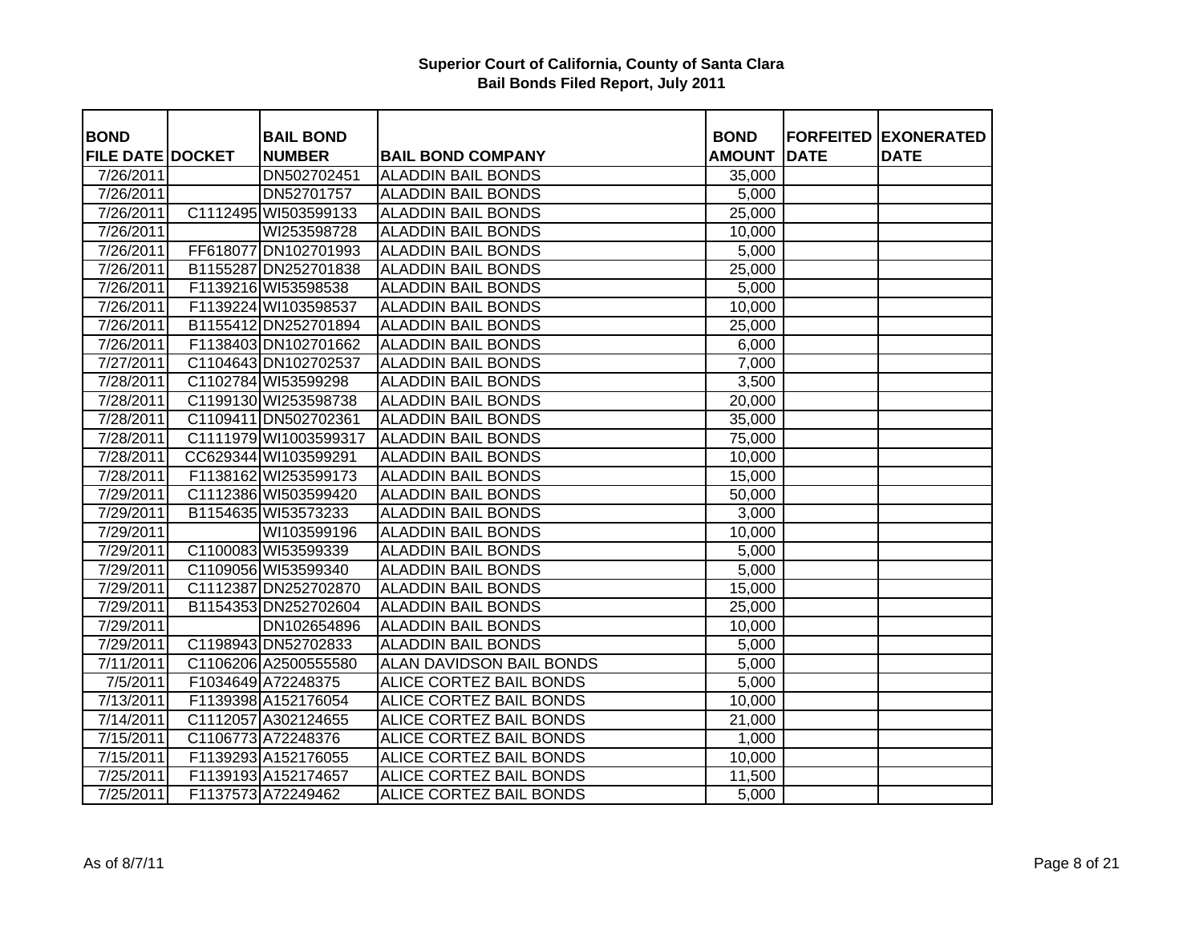**Superior Court of California, County of Santa Clara**
**Bail Bonds Filed Report, July 2011**

| BOND FILE DATE | DOCKET | BAIL BOND NUMBER | BAIL BOND COMPANY | BOND AMOUNT | FORFEITED DATE | EXONERATED DATE |
|---|---|---|---|---|---|---|
| 7/26/2011 | | DN502702451 | ALADDIN BAIL BONDS | 35,000 | | |
| 7/26/2011 | | DN52701757 | ALADDIN BAIL BONDS | 5,000 | | |
| 7/26/2011 | C1112495 | WI503599133 | ALADDIN BAIL BONDS | 25,000 | | |
| 7/26/2011 | | WI253598728 | ALADDIN BAIL BONDS | 10,000 | | |
| 7/26/2011 | FF618077 | DN102701993 | ALADDIN BAIL BONDS | 5,000 | | |
| 7/26/2011 | B1155287 | DN252701838 | ALADDIN BAIL BONDS | 25,000 | | |
| 7/26/2011 | F1139216 | WI53598538 | ALADDIN BAIL BONDS | 5,000 | | |
| 7/26/2011 | F1139224 | WI103598537 | ALADDIN BAIL BONDS | 10,000 | | |
| 7/26/2011 | B1155412 | DN252701894 | ALADDIN BAIL BONDS | 25,000 | | |
| 7/26/2011 | F1138403 | DN102701662 | ALADDIN BAIL BONDS | 6,000 | | |
| 7/27/2011 | C1104643 | DN102702537 | ALADDIN BAIL BONDS | 7,000 | | |
| 7/28/2011 | C1102784 | WI53599298 | ALADDIN BAIL BONDS | 3,500 | | |
| 7/28/2011 | C1199130 | WI253598738 | ALADDIN BAIL BONDS | 20,000 | | |
| 7/28/2011 | C1109411 | DN502702361 | ALADDIN BAIL BONDS | 35,000 | | |
| 7/28/2011 | C1111979 | WI1003599317 | ALADDIN BAIL BONDS | 75,000 | | |
| 7/28/2011 | CC629344 | WI103599291 | ALADDIN BAIL BONDS | 10,000 | | |
| 7/28/2011 | F1138162 | WI253599173 | ALADDIN BAIL BONDS | 15,000 | | |
| 7/29/2011 | C1112386 | WI503599420 | ALADDIN BAIL BONDS | 50,000 | | |
| 7/29/2011 | B1154635 | WI53573233 | ALADDIN BAIL BONDS | 3,000 | | |
| 7/29/2011 | | WI103599196 | ALADDIN BAIL BONDS | 10,000 | | |
| 7/29/2011 | C1100083 | WI53599339 | ALADDIN BAIL BONDS | 5,000 | | |
| 7/29/2011 | C1109056 | WI53599340 | ALADDIN BAIL BONDS | 5,000 | | |
| 7/29/2011 | C1112387 | DN252702870 | ALADDIN BAIL BONDS | 15,000 | | |
| 7/29/2011 | B1154353 | DN252702604 | ALADDIN BAIL BONDS | 25,000 | | |
| 7/29/2011 | | DN102654896 | ALADDIN BAIL BONDS | 10,000 | | |
| 7/29/2011 | C1198943 | DN52702833 | ALADDIN BAIL BONDS | 5,000 | | |
| 7/11/2011 | C1106206 | A2500555580 | ALAN DAVIDSON BAIL BONDS | 5,000 | | |
| 7/5/2011 | F1034649 | A72248375 | ALICE CORTEZ BAIL BONDS | 5,000 | | |
| 7/13/2011 | F1139398 | A152176054 | ALICE CORTEZ BAIL BONDS | 10,000 | | |
| 7/14/2011 | C1112057 | A302124655 | ALICE CORTEZ BAIL BONDS | 21,000 | | |
| 7/15/2011 | C1106773 | A72248376 | ALICE CORTEZ BAIL BONDS | 1,000 | | |
| 7/15/2011 | F1139293 | A152176055 | ALICE CORTEZ BAIL BONDS | 10,000 | | |
| 7/25/2011 | F1139193 | A152174657 | ALICE CORTEZ BAIL BONDS | 11,500 | | |
| 7/25/2011 | F1137573 | A72249462 | ALICE CORTEZ BAIL BONDS | 5,000 | | |

As of 8/7/11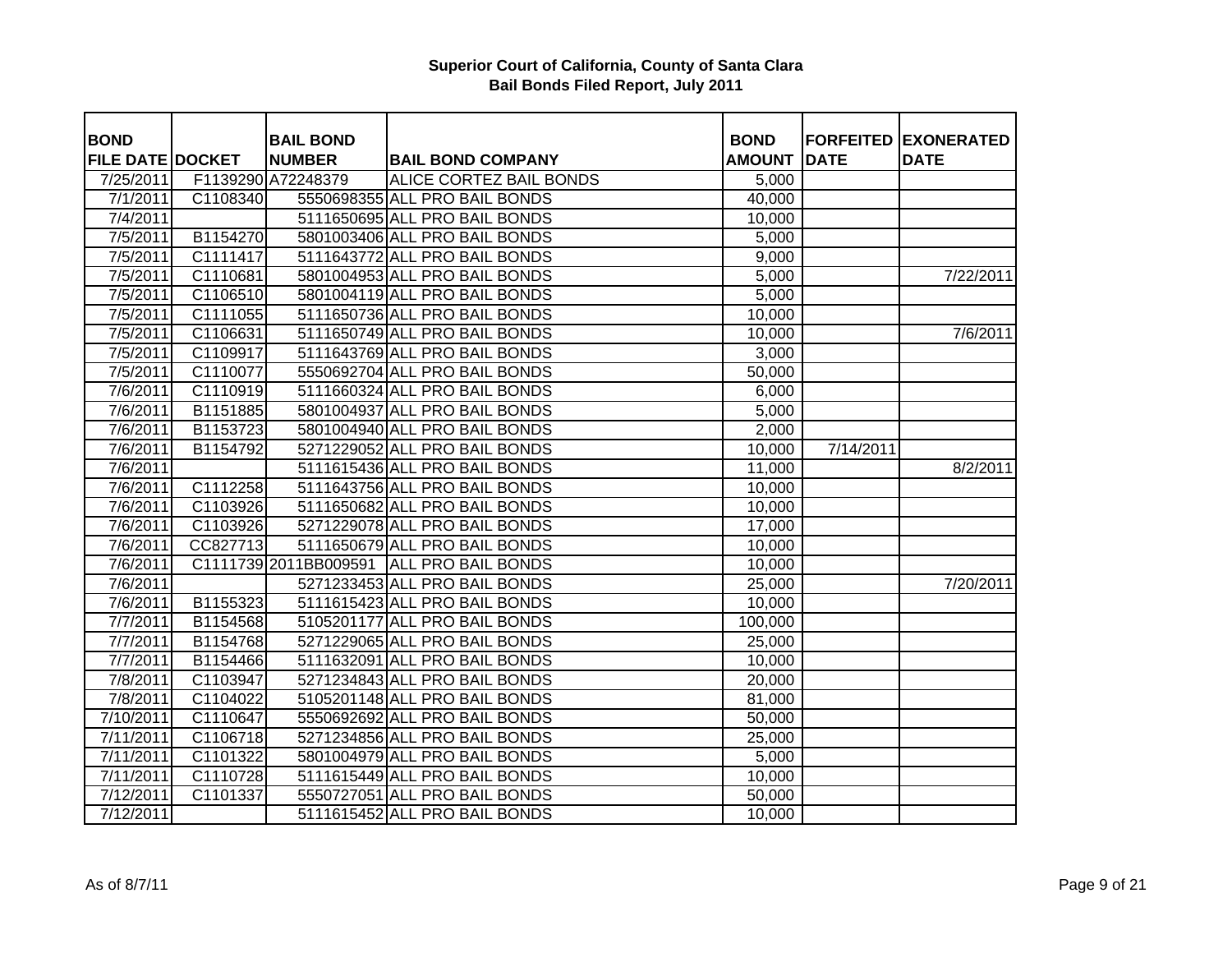# Superior Court of California, County of Santa Clara
## Bail Bonds Filed Report, July 2011

| BOND FILE DATE | DOCKET | BAIL BOND NUMBER | BAIL BOND COMPANY | BOND AMOUNT | FORFEITED DATE | EXONERATED DATE |
|---|---|---|---|---|---|---|
| 7/25/2011 | F1139290 | A72248379 | ALICE CORTEZ BAIL BONDS | 5,000 | | |
| 7/1/2011 | C1108340 | 5550698355 | ALL PRO BAIL BONDS | 40,000 | | |
| 7/4/2011 | | 5111650695 | ALL PRO BAIL BONDS | 10,000 | | |
| 7/5/2011 | B1154270 | 5801003406 | ALL PRO BAIL BONDS | 5,000 | | |
| 7/5/2011 | C1111417 | 5111643772 | ALL PRO BAIL BONDS | 9,000 | | |
| 7/5/2011 | C1110681 | 5801004953 | ALL PRO BAIL BONDS | 5,000 | | 7/22/2011 |
| 7/5/2011 | C1106510 | 5801004119 | ALL PRO BAIL BONDS | 5,000 | | |
| 7/5/2011 | C1111055 | 5111650736 | ALL PRO BAIL BONDS | 10,000 | | |
| 7/5/2011 | C1106631 | 5111650749 | ALL PRO BAIL BONDS | 10,000 | | 7/6/2011 |
| 7/5/2011 | C1109917 | 5111643769 | ALL PRO BAIL BONDS | 3,000 | | |
| 7/5/2011 | C1110077 | 5550692704 | ALL PRO BAIL BONDS | 50,000 | | |
| 7/6/2011 | C1110919 | 5111660324 | ALL PRO BAIL BONDS | 6,000 | | |
| 7/6/2011 | B1151885 | 5801004937 | ALL PRO BAIL BONDS | 5,000 | | |
| 7/6/2011 | B1153723 | 5801004940 | ALL PRO BAIL BONDS | 2,000 | | |
| 7/6/2011 | B1154792 | 5271229052 | ALL PRO BAIL BONDS | 10,000 | 7/14/2011 | |
| 7/6/2011 | | 5111615436 | ALL PRO BAIL BONDS | 11,000 | | 8/2/2011 |
| 7/6/2011 | C1112258 | 5111643756 | ALL PRO BAIL BONDS | 10,000 | | |
| 7/6/2011 | C1103926 | 5111650682 | ALL PRO BAIL BONDS | 10,000 | | |
| 7/6/2011 | C1103926 | 5271229078 | ALL PRO BAIL BONDS | 17,000 | | |
| 7/6/2011 | CC827713 | 5111650679 | ALL PRO BAIL BONDS | 10,000 | | |
| 7/6/2011 | C1111739 | 2011BB009591 | ALL PRO BAIL BONDS | 10,000 | | |
| 7/6/2011 | | 5271233453 | ALL PRO BAIL BONDS | 25,000 | | 7/20/2011 |
| 7/6/2011 | B1155323 | 5111615423 | ALL PRO BAIL BONDS | 10,000 | | |
| 7/7/2011 | B1154568 | 5105201177 | ALL PRO BAIL BONDS | 100,000 | | |
| 7/7/2011 | B1154768 | 5271229065 | ALL PRO BAIL BONDS | 25,000 | | |
| 7/7/2011 | B1154466 | 5111632091 | ALL PRO BAIL BONDS | 10,000 | | |
| 7/8/2011 | C1103947 | 5271234843 | ALL PRO BAIL BONDS | 20,000 | | |
| 7/8/2011 | C1104022 | 5105201148 | ALL PRO BAIL BONDS | 81,000 | | |
| 7/10/2011 | C1110647 | 5550692692 | ALL PRO BAIL BONDS | 50,000 | | |
| 7/11/2011 | C1106718 | 5271234856 | ALL PRO BAIL BONDS | 25,000 | | |
| 7/11/2011 | C1101322 | 5801004979 | ALL PRO BAIL BONDS | 5,000 | | |
| 7/11/2011 | C1110728 | 5111615449 | ALL PRO BAIL BONDS | 10,000 | | |
| 7/12/2011 | C1101337 | 5550727051 | ALL PRO BAIL BONDS | 50,000 | | |
| 7/12/2011 | | 5111615452 | ALL PRO BAIL BONDS | 10,000 | | |

As of 8/7/11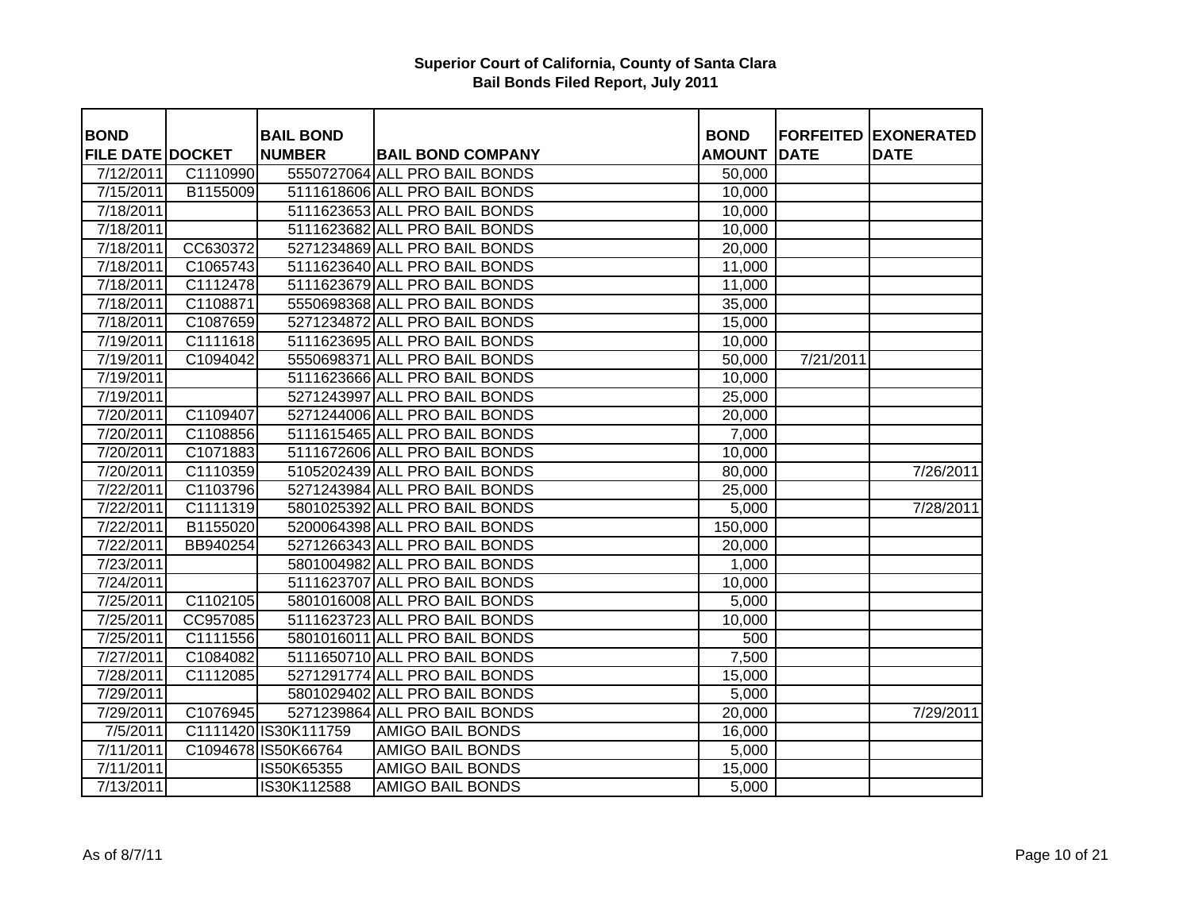# Superior Court of California, County of Santa Clara
## Bail Bonds Filed Report, July 2011

| BOND FILE DATE | DOCKET | BAIL BOND NUMBER | BAIL BOND COMPANY | BOND AMOUNT | FORFEITED DATE | EXONERATED DATE |
|---|---|---|---|---|---|---|
| 7/12/2011 | C1110990 | 5550727064 | ALL PRO BAIL BONDS | 50,000 | | |
| 7/15/2011 | B1155009 | 5111618606 | ALL PRO BAIL BONDS | 10,000 | | |
| 7/18/2011 | | 5111623653 | ALL PRO BAIL BONDS | 10,000 | | |
| 7/18/2011 | | 5111623682 | ALL PRO BAIL BONDS | 10,000 | | |
| 7/18/2011 | CC630372 | 5271234869 | ALL PRO BAIL BONDS | 20,000 | | |
| 7/18/2011 | C1065743 | 5111623640 | ALL PRO BAIL BONDS | 11,000 | | |
| 7/18/2011 | C1112478 | 5111623679 | ALL PRO BAIL BONDS | 11,000 | | |
| 7/18/2011 | C1108871 | 5550698368 | ALL PRO BAIL BONDS | 35,000 | | |
| 7/18/2011 | C1087659 | 5271234872 | ALL PRO BAIL BONDS | 15,000 | | |
| 7/19/2011 | C1111618 | 5111623695 | ALL PRO BAIL BONDS | 10,000 | | |
| 7/19/2011 | C1094042 | 5550698371 | ALL PRO BAIL BONDS | 50,000 | 7/21/2011 | |
| 7/19/2011 | | 5111623666 | ALL PRO BAIL BONDS | 10,000 | | |
| 7/19/2011 | | 5271243997 | ALL PRO BAIL BONDS | 25,000 | | |
| 7/20/2011 | C1109407 | 5271244006 | ALL PRO BAIL BONDS | 20,000 | | |
| 7/20/2011 | C1108856 | 5111615465 | ALL PRO BAIL BONDS | 7,000 | | |
| 7/20/2011 | C1071883 | 5111672606 | ALL PRO BAIL BONDS | 10,000 | | |
| 7/20/2011 | C1110359 | 5105202439 | ALL PRO BAIL BONDS | 80,000 | | 7/26/2011 |
| 7/22/2011 | C1103796 | 5271243984 | ALL PRO BAIL BONDS | 25,000 | | |
| 7/22/2011 | C1111319 | 5801025392 | ALL PRO BAIL BONDS | 5,000 | | 7/28/2011 |
| 7/22/2011 | B1155020 | 5200064398 | ALL PRO BAIL BONDS | 150,000 | | |
| 7/22/2011 | BB940254 | 5271266343 | ALL PRO BAIL BONDS | 20,000 | | |
| 7/23/2011 | | 5801004982 | ALL PRO BAIL BONDS | 1,000 | | |
| 7/24/2011 | | 5111623707 | ALL PRO BAIL BONDS | 10,000 | | |
| 7/25/2011 | C1102105 | 5801016008 | ALL PRO BAIL BONDS | 5,000 | | |
| 7/25/2011 | CC957085 | 5111623723 | ALL PRO BAIL BONDS | 10,000 | | |
| 7/25/2011 | C1111556 | 5801016011 | ALL PRO BAIL BONDS | 500 | | |
| 7/27/2011 | C1084082 | 5111650710 | ALL PRO BAIL BONDS | 7,500 | | |
| 7/28/2011 | C1112085 | 5271291774 | ALL PRO BAIL BONDS | 15,000 | | |
| 7/29/2011 | | 5801029402 | ALL PRO BAIL BONDS | 5,000 | | |
| 7/29/2011 | C1076945 | 5271239864 | ALL PRO BAIL BONDS | 20,000 | | 7/29/2011 |
| 7/5/2011 | C1111420 | IS30K111759 | AMIGO BAIL BONDS | 16,000 | | |
| 7/11/2011 | C1094678 | IS50K66764 | AMIGO BAIL BONDS | 5,000 | | |
| 7/11/2011 | | IS50K65355 | AMIGO BAIL BONDS | 15,000 | | |
| 7/13/2011 | | IS30K112588 | AMIGO BAIL BONDS | 5,000 | | |

As of 8/7/11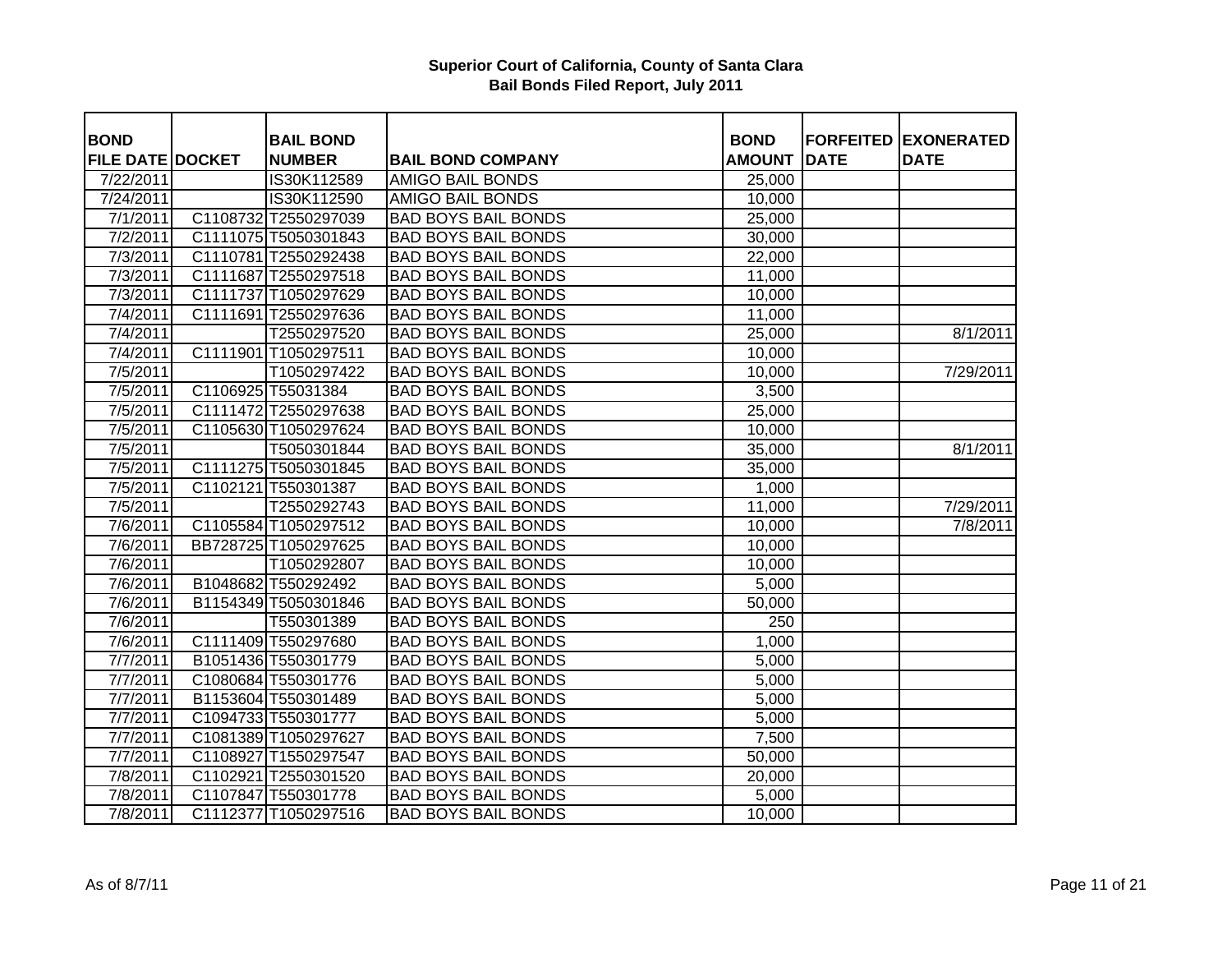**Superior Court of California, County of Santa Clara**
**Bail Bonds Filed Report, July 2011**

| BOND FILE DATE | DOCKET | BAIL BOND NUMBER | BAIL BOND COMPANY | BOND AMOUNT | FORFEITED DATE | EXONERATED DATE |
|---|---|---|---|---|---|---|
| 7/22/2011 | | IS30K112589 | AMIGO BAIL BONDS | 25,000 | | |
| 7/24/2011 | | IS30K112590 | AMIGO BAIL BONDS | 10,000 | | |
| 7/1/2011 | C1108732 | T2550297039 | BAD BOYS BAIL BONDS | 25,000 | | |
| 7/2/2011 | C1111075 | T5050301843 | BAD BOYS BAIL BONDS | 30,000 | | |
| 7/3/2011 | C1110781 | T2550292438 | BAD BOYS BAIL BONDS | 22,000 | | |
| 7/3/2011 | C1111687 | T2550297518 | BAD BOYS BAIL BONDS | 11,000 | | |
| 7/3/2011 | C1111737 | T1050297629 | BAD BOYS BAIL BONDS | 10,000 | | |
| 7/4/2011 | C1111691 | T2550297636 | BAD BOYS BAIL BONDS | 11,000 | | |
| 7/4/2011 | | T2550297520 | BAD BOYS BAIL BONDS | 25,000 | | 8/1/2011 |
| 7/4/2011 | C1111901 | T1050297511 | BAD BOYS BAIL BONDS | 10,000 | | |
| 7/5/2011 | | T1050297422 | BAD BOYS BAIL BONDS | 10,000 | | 7/29/2011 |
| 7/5/2011 | C1106925 | T55031384 | BAD BOYS BAIL BONDS | 3,500 | | |
| 7/5/2011 | C1111472 | T2550297638 | BAD BOYS BAIL BONDS | 25,000 | | |
| 7/5/2011 | C1105630 | T1050297624 | BAD BOYS BAIL BONDS | 10,000 | | |
| 7/5/2011 | | T5050301844 | BAD BOYS BAIL BONDS | 35,000 | | 8/1/2011 |
| 7/5/2011 | C1111275 | T5050301845 | BAD BOYS BAIL BONDS | 35,000 | | |
| 7/5/2011 | C1102121 | T550301387 | BAD BOYS BAIL BONDS | 1,000 | | |
| 7/5/2011 | | T2550292743 | BAD BOYS BAIL BONDS | 11,000 | | 7/29/2011 |
| 7/6/2011 | C1105584 | T1050297512 | BAD BOYS BAIL BONDS | 10,000 | | 7/8/2011 |
| 7/6/2011 | BB728725 | T1050297625 | BAD BOYS BAIL BONDS | 10,000 | | |
| 7/6/2011 | | T1050292807 | BAD BOYS BAIL BONDS | 10,000 | | |
| 7/6/2011 | B1048682 | T550292492 | BAD BOYS BAIL BONDS | 5,000 | | |
| 7/6/2011 | B1154349 | T5050301846 | BAD BOYS BAIL BONDS | 50,000 | | |
| 7/6/2011 | | T550301389 | BAD BOYS BAIL BONDS | 250 | | |
| 7/6/2011 | C1111409 | T550297680 | BAD BOYS BAIL BONDS | 1,000 | | |
| 7/7/2011 | B1051436 | T550301779 | BAD BOYS BAIL BONDS | 5,000 | | |
| 7/7/2011 | C1080684 | T550301776 | BAD BOYS BAIL BONDS | 5,000 | | |
| 7/7/2011 | B1153604 | T550301489 | BAD BOYS BAIL BONDS | 5,000 | | |
| 7/7/2011 | C1094733 | T550301777 | BAD BOYS BAIL BONDS | 5,000 | | |
| 7/7/2011 | C1081389 | T1050297627 | BAD BOYS BAIL BONDS | 7,500 | | |
| 7/7/2011 | C1108927 | T1550297547 | BAD BOYS BAIL BONDS | 50,000 | | |
| 7/8/2011 | C1102921 | T2550301520 | BAD BOYS BAIL BONDS | 20,000 | | |
| 7/8/2011 | C1107847 | T550301778 | BAD BOYS BAIL BONDS | 5,000 | | |
| 7/8/2011 | C1112377 | T1050297516 | BAD BOYS BAIL BONDS | 10,000 | | |

As of 8/7/11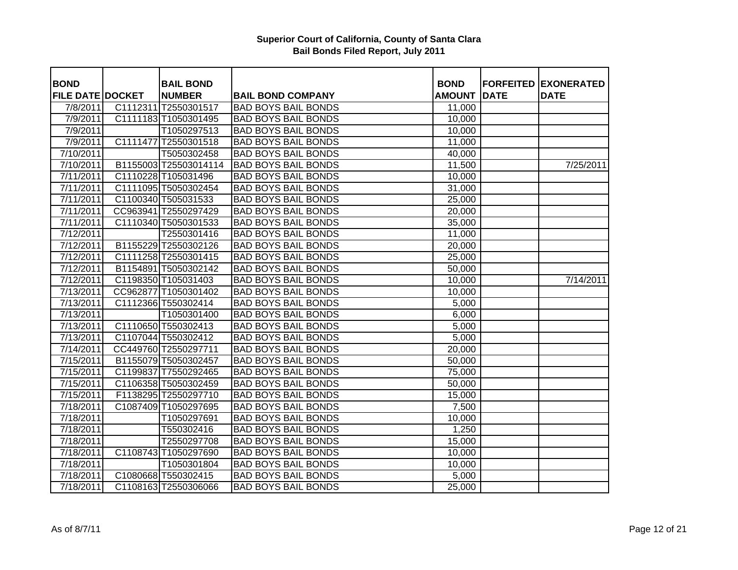**Superior Court of California, County of Santa Clara**
**Bail Bonds Filed Report, July 2011**

| BOND FILE DATE | DOCKET | BAIL BOND NUMBER | BAIL BOND COMPANY | BOND AMOUNT | FORFEITED DATE | EXONERATED DATE |
|---|---|---|---|---|---|---|
| 7/8/2011 | C1112311 | T2550301517 | BAD BOYS BAIL BONDS | 11,000 | | |
| 7/9/2011 | C1111183 | T1050301495 | BAD BOYS BAIL BONDS | 10,000 | | |
| 7/9/2011 | | T1050297513 | BAD BOYS BAIL BONDS | 10,000 | | |
| 7/9/2011 | C1111477 | T2550301518 | BAD BOYS BAIL BONDS | 11,000 | | |
| 7/10/2011 | | T5050302458 | BAD BOYS BAIL BONDS | 40,000 | | |
| 7/10/2011 | B1155003 | T25503014114 | BAD BOYS BAIL BONDS | 11,500 | | 7/25/2011 |
| 7/11/2011 | C1110228 | T105031496 | BAD BOYS BAIL BONDS | 10,000 | | |
| 7/11/2011 | C1111095 | T5050302454 | BAD BOYS BAIL BONDS | 31,000 | | |
| 7/11/2011 | C1100340 | T505031533 | BAD BOYS BAIL BONDS | 25,000 | | |
| 7/11/2011 | CC963941 | T2550297429 | BAD BOYS BAIL BONDS | 20,000 | | |
| 7/11/2011 | C1110340 | T5050301533 | BAD BOYS BAIL BONDS | 35,000 | | |
| 7/12/2011 | | T2550301416 | BAD BOYS BAIL BONDS | 11,000 | | |
| 7/12/2011 | B1155229 | T2550302126 | BAD BOYS BAIL BONDS | 20,000 | | |
| 7/12/2011 | C1111258 | T2550301415 | BAD BOYS BAIL BONDS | 25,000 | | |
| 7/12/2011 | B1154891 | T5050302142 | BAD BOYS BAIL BONDS | 50,000 | | |
| 7/12/2011 | C1198350 | T105031403 | BAD BOYS BAIL BONDS | 10,000 | | 7/14/2011 |
| 7/13/2011 | CC962877 | T1050301402 | BAD BOYS BAIL BONDS | 10,000 | | |
| 7/13/2011 | C1112366 | T550302414 | BAD BOYS BAIL BONDS | 5,000 | | |
| 7/13/2011 | | T1050301400 | BAD BOYS BAIL BONDS | 6,000 | | |
| 7/13/2011 | C1110650 | T550302413 | BAD BOYS BAIL BONDS | 5,000 | | |
| 7/13/2011 | C1107044 | T550302412 | BAD BOYS BAIL BONDS | 5,000 | | |
| 7/14/2011 | CC449760 | T2550297711 | BAD BOYS BAIL BONDS | 20,000 | | |
| 7/15/2011 | B1155079 | T5050302457 | BAD BOYS BAIL BONDS | 50,000 | | |
| 7/15/2011 | C1199837 | T7550292465 | BAD BOYS BAIL BONDS | 75,000 | | |
| 7/15/2011 | C1106358 | T5050302459 | BAD BOYS BAIL BONDS | 50,000 | | |
| 7/15/2011 | F1138295 | T2550297710 | BAD BOYS BAIL BONDS | 15,000 | | |
| 7/18/2011 | C1087409 | T1050297695 | BAD BOYS BAIL BONDS | 7,500 | | |
| 7/18/2011 | | T1050297691 | BAD BOYS BAIL BONDS | 10,000 | | |
| 7/18/2011 | | T550302416 | BAD BOYS BAIL BONDS | 1,250 | | |
| 7/18/2011 | | T2550297708 | BAD BOYS BAIL BONDS | 15,000 | | |
| 7/18/2011 | C1108743 | T1050297690 | BAD BOYS BAIL BONDS | 10,000 | | |
| 7/18/2011 | | T1050301804 | BAD BOYS BAIL BONDS | 10,000 | | |
| 7/18/2011 | C1080668 | T550302415 | BAD BOYS BAIL BONDS | 5,000 | | |
| 7/18/2011 | C1108163 | T2550306066 | BAD BOYS BAIL BONDS | 25,000 | | |

As of 8/7/11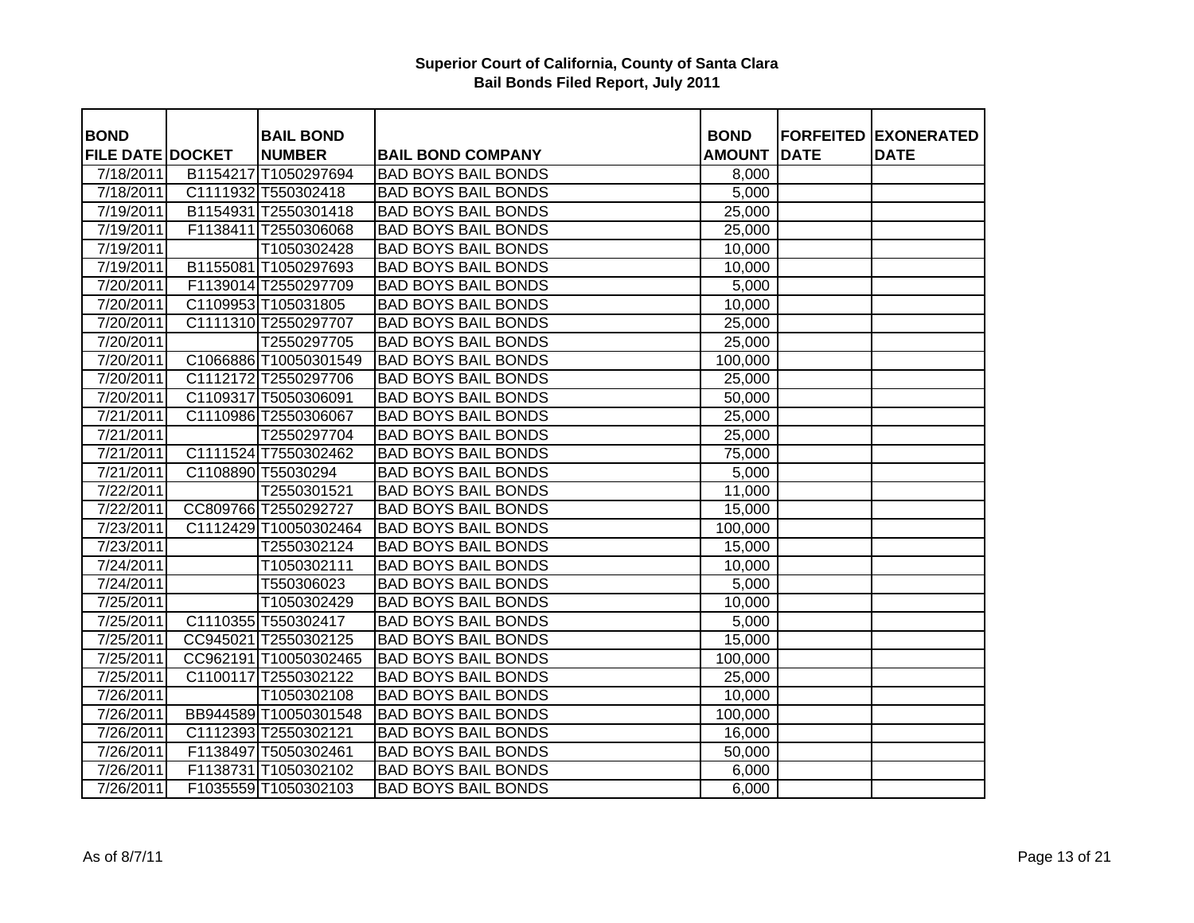# Superior Court of California, County of Santa Clara
## Bail Bonds Filed Report, July 2011

| BOND FILE DATE | DOCKET | BAIL BOND NUMBER | BAIL BOND COMPANY | BOND AMOUNT | FORFEITED DATE | EXONERATED DATE |
|---|---|---|---|---|---|---|
| 7/18/2011 | B1154217 | T1050297694 | BAD BOYS BAIL BONDS | 8,000 | | |
| 7/18/2011 | C1111932 | T550302418 | BAD BOYS BAIL BONDS | 5,000 | | |
| 7/19/2011 | B1154931 | T2550301418 | BAD BOYS BAIL BONDS | 25,000 | | |
| 7/19/2011 | F1138411 | T2550306068 | BAD BOYS BAIL BONDS | 25,000 | | |
| 7/19/2011 | | T1050302428 | BAD BOYS BAIL BONDS | 10,000 | | |
| 7/19/2011 | B1155081 | T1050297693 | BAD BOYS BAIL BONDS | 10,000 | | |
| 7/20/2011 | F1139014 | T2550297709 | BAD BOYS BAIL BONDS | 5,000 | | |
| 7/20/2011 | C1109953 | T105031805 | BAD BOYS BAIL BONDS | 10,000 | | |
| 7/20/2011 | C1111310 | T2550297707 | BAD BOYS BAIL BONDS | 25,000 | | |
| 7/20/2011 | | T2550297705 | BAD BOYS BAIL BONDS | 25,000 | | |
| 7/20/2011 | C1066886 | T10050301549 | BAD BOYS BAIL BONDS | 100,000 | | |
| 7/20/2011 | C1112172 | T2550297706 | BAD BOYS BAIL BONDS | 25,000 | | |
| 7/20/2011 | C1109317 | T5050306091 | BAD BOYS BAIL BONDS | 50,000 | | |
| 7/21/2011 | C1110986 | T2550306067 | BAD BOYS BAIL BONDS | 25,000 | | |
| 7/21/2011 | | T2550297704 | BAD BOYS BAIL BONDS | 25,000 | | |
| 7/21/2011 | C1111524 | T7550302462 | BAD BOYS BAIL BONDS | 75,000 | | |
| 7/21/2011 | C1108890 | T55030294 | BAD BOYS BAIL BONDS | 5,000 | | |
| 7/22/2011 | | T2550301521 | BAD BOYS BAIL BONDS | 11,000 | | |
| 7/22/2011 | CC809766 | T2550292727 | BAD BOYS BAIL BONDS | 15,000 | | |
| 7/23/2011 | C1112429 | T10050302464 | BAD BOYS BAIL BONDS | 100,000 | | |
| 7/23/2011 | | T2550302124 | BAD BOYS BAIL BONDS | 15,000 | | |
| 7/24/2011 | | T1050302111 | BAD BOYS BAIL BONDS | 10,000 | | |
| 7/24/2011 | | T550306023 | BAD BOYS BAIL BONDS | 5,000 | | |
| 7/25/2011 | | T1050302429 | BAD BOYS BAIL BONDS | 10,000 | | |
| 7/25/2011 | C1110355 | T550302417 | BAD BOYS BAIL BONDS | 5,000 | | |
| 7/25/2011 | CC945021 | T2550302125 | BAD BOYS BAIL BONDS | 15,000 | | |
| 7/25/2011 | CC962191 | T10050302465 | BAD BOYS BAIL BONDS | 100,000 | | |
| 7/25/2011 | C1100117 | T2550302122 | BAD BOYS BAIL BONDS | 25,000 | | |
| 7/26/2011 | | T1050302108 | BAD BOYS BAIL BONDS | 10,000 | | |
| 7/26/2011 | BB944589 | T10050301548 | BAD BOYS BAIL BONDS | 100,000 | | |
| 7/26/2011 | C1112393 | T2550302121 | BAD BOYS BAIL BONDS | 16,000 | | |
| 7/26/2011 | F1138497 | T5050302461 | BAD BOYS BAIL BONDS | 50,000 | | |
| 7/26/2011 | F1138731 | T1050302102 | BAD BOYS BAIL BONDS | 6,000 | | |
| 7/26/2011 | F1035559 | T1050302103 | BAD BOYS BAIL BONDS | 6,000 | | |

As of 8/7/11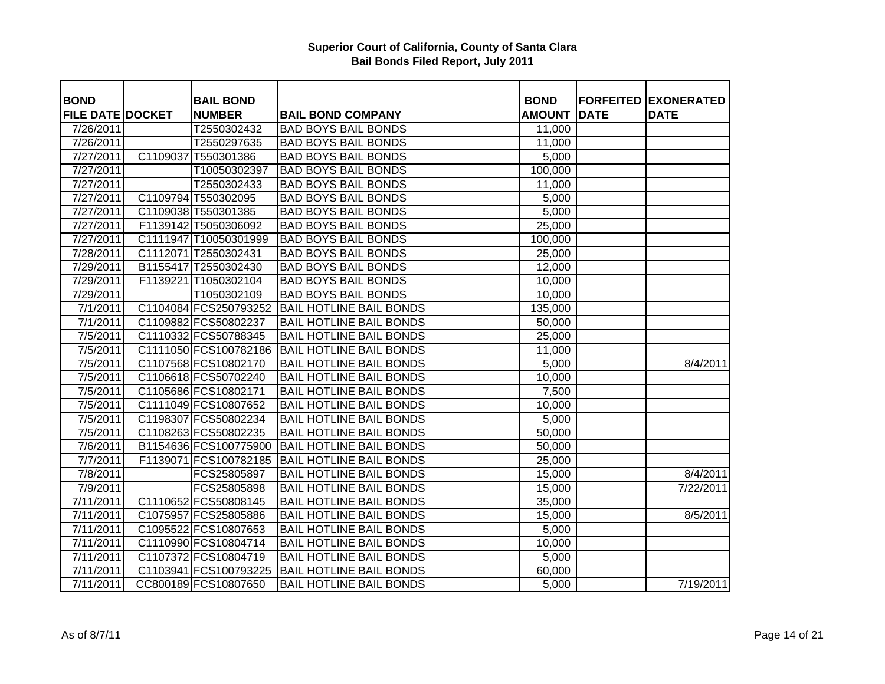# Superior Court of California, County of Santa Clara
## Bail Bonds Filed Report, July 2011

| BOND FILE DATE | DOCKET | BAIL BOND NUMBER | BAIL BOND COMPANY | BOND AMOUNT | FORFEITED DATE | EXONERATED DATE |
|---|---|---|---|---|---|---|
| 7/26/2011 | | T2550302432 | BAD BOYS BAIL BONDS | 11,000 | | |
| 7/26/2011 | | T2550297635 | BAD BOYS BAIL BONDS | 11,000 | | |
| 7/27/2011 | C1109037 | T550301386 | BAD BOYS BAIL BONDS | 5,000 | | |
| 7/27/2011 | | T10050302397 | BAD BOYS BAIL BONDS | 100,000 | | |
| 7/27/2011 | | T2550302433 | BAD BOYS BAIL BONDS | 11,000 | | |
| 7/27/2011 | C1109794 | T550302095 | BAD BOYS BAIL BONDS | 5,000 | | |
| 7/27/2011 | C1109038 | T550301385 | BAD BOYS BAIL BONDS | 5,000 | | |
| 7/27/2011 | F1139142 | T5050306092 | BAD BOYS BAIL BONDS | 25,000 | | |
| 7/27/2011 | C1111947 | T10050301999 | BAD BOYS BAIL BONDS | 100,000 | | |
| 7/28/2011 | C1112071 | T2550302431 | BAD BOYS BAIL BONDS | 25,000 | | |
| 7/29/2011 | B1155417 | T2550302430 | BAD BOYS BAIL BONDS | 12,000 | | |
| 7/29/2011 | F1139221 | T1050302104 | BAD BOYS BAIL BONDS | 10,000 | | |
| 7/29/2011 | | T1050302109 | BAD BOYS BAIL BONDS | 10,000 | | |
| 7/1/2011 | C1104084 | FCS250793252 | BAIL HOTLINE BAIL BONDS | 135,000 | | |
| 7/1/2011 | C1109882 | FCS50802237 | BAIL HOTLINE BAIL BONDS | 50,000 | | |
| 7/5/2011 | C1110332 | FCS50788345 | BAIL HOTLINE BAIL BONDS | 25,000 | | |
| 7/5/2011 | C1111050 | FCS100782186 | BAIL HOTLINE BAIL BONDS | 11,000 | | |
| 7/5/2011 | C1107568 | FCS10802170 | BAIL HOTLINE BAIL BONDS | 5,000 | | 8/4/2011 |
| 7/5/2011 | C1106618 | FCS50702240 | BAIL HOTLINE BAIL BONDS | 10,000 | | |
| 7/5/2011 | C1105686 | FCS10802171 | BAIL HOTLINE BAIL BONDS | 7,500 | | |
| 7/5/2011 | C1111049 | FCS10807652 | BAIL HOTLINE BAIL BONDS | 10,000 | | |
| 7/5/2011 | C1198307 | FCS50802234 | BAIL HOTLINE BAIL BONDS | 5,000 | | |
| 7/5/2011 | C1108263 | FCS50802235 | BAIL HOTLINE BAIL BONDS | 50,000 | | |
| 7/6/2011 | B1154636 | FCS100775900 | BAIL HOTLINE BAIL BONDS | 50,000 | | |
| 7/7/2011 | F1139071 | FCS100782185 | BAIL HOTLINE BAIL BONDS | 25,000 | | |
| 7/8/2011 | | FCS25805897 | BAIL HOTLINE BAIL BONDS | 15,000 | | 8/4/2011 |
| 7/9/2011 | | FCS25805898 | BAIL HOTLINE BAIL BONDS | 15,000 | | 7/22/2011 |
| 7/11/2011 | C1110652 | FCS50808145 | BAIL HOTLINE BAIL BONDS | 35,000 | | |
| 7/11/2011 | C1075957 | FCS25805886 | BAIL HOTLINE BAIL BONDS | 15,000 | | 8/5/2011 |
| 7/11/2011 | C1095522 | FCS10807653 | BAIL HOTLINE BAIL BONDS | 5,000 | | |
| 7/11/2011 | C1110990 | FCS10804714 | BAIL HOTLINE BAIL BONDS | 10,000 | | |
| 7/11/2011 | C1107372 | FCS10804719 | BAIL HOTLINE BAIL BONDS | 5,000 | | |
| 7/11/2011 | C1103941 | FCS100793225 | BAIL HOTLINE BAIL BONDS | 60,000 | | |
| 7/11/2011 | CC800189 | FCS10807650 | BAIL HOTLINE BAIL BONDS | 5,000 | | 7/19/2011 |

As of 8/7/11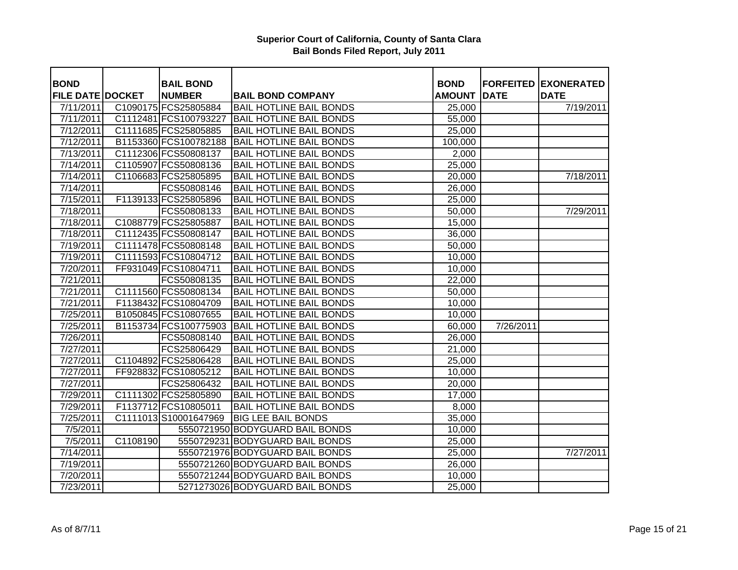**Superior Court of California, County of Santa Clara**
**Bail Bonds Filed Report, July 2011**

| BOND FILE DATE | DOCKET | BAIL BOND NUMBER | BAIL BOND COMPANY | BOND AMOUNT | FORFEITED DATE | EXONERATED DATE |
|---|---|---|---|---|---|---|
| 7/11/2011 | C1090175 | FCS25805884 | BAIL HOTLINE BAIL BONDS | 25,000 | | 7/19/2011 |
| 7/11/2011 | C1112481 | FCS100793227 | BAIL HOTLINE BAIL BONDS | 55,000 | | |
| 7/12/2011 | C1111685 | FCS25805885 | BAIL HOTLINE BAIL BONDS | 25,000 | | |
| 7/12/2011 | B1153360 | FCS100782188 | BAIL HOTLINE BAIL BONDS | 100,000 | | |
| 7/13/2011 | C1112306 | FCS50808137 | BAIL HOTLINE BAIL BONDS | 2,000 | | |
| 7/14/2011 | C1105907 | FCS50808136 | BAIL HOTLINE BAIL BONDS | 25,000 | | |
| 7/14/2011 | C1106683 | FCS25805895 | BAIL HOTLINE BAIL BONDS | 20,000 | | 7/18/2011 |
| 7/14/2011 | | FCS50808146 | BAIL HOTLINE BAIL BONDS | 26,000 | | |
| 7/15/2011 | F1139133 | FCS25805896 | BAIL HOTLINE BAIL BONDS | 25,000 | | |
| 7/18/2011 | | FCS50808133 | BAIL HOTLINE BAIL BONDS | 50,000 | | 7/29/2011 |
| 7/18/2011 | C1088779 | FCS25805887 | BAIL HOTLINE BAIL BONDS | 15,000 | | |
| 7/18/2011 | C1112435 | FCS50808147 | BAIL HOTLINE BAIL BONDS | 36,000 | | |
| 7/19/2011 | C1111478 | FCS50808148 | BAIL HOTLINE BAIL BONDS | 50,000 | | |
| 7/19/2011 | C1111593 | FCS10804712 | BAIL HOTLINE BAIL BONDS | 10,000 | | |
| 7/20/2011 | FF931049 | FCS10804711 | BAIL HOTLINE BAIL BONDS | 10,000 | | |
| 7/21/2011 | | FCS50808135 | BAIL HOTLINE BAIL BONDS | 22,000 | | |
| 7/21/2011 | C1111560 | FCS50808134 | BAIL HOTLINE BAIL BONDS | 50,000 | | |
| 7/21/2011 | F1138432 | FCS10804709 | BAIL HOTLINE BAIL BONDS | 10,000 | | |
| 7/25/2011 | B1050845 | FCS10807655 | BAIL HOTLINE BAIL BONDS | 10,000 | | |
| 7/25/2011 | B1153734 | FCS100775903 | BAIL HOTLINE BAIL BONDS | 60,000 | 7/26/2011 | |
| 7/26/2011 | | FCS50808140 | BAIL HOTLINE BAIL BONDS | 26,000 | | |
| 7/27/2011 | | FCS25806429 | BAIL HOTLINE BAIL BONDS | 21,000 | | |
| 7/27/2011 | C1104892 | FCS25806428 | BAIL HOTLINE BAIL BONDS | 25,000 | | |
| 7/27/2011 | FF928832 | FCS10805212 | BAIL HOTLINE BAIL BONDS | 10,000 | | |
| 7/27/2011 | | FCS25806432 | BAIL HOTLINE BAIL BONDS | 20,000 | | |
| 7/29/2011 | C1111302 | FCS25805890 | BAIL HOTLINE BAIL BONDS | 17,000 | | |
| 7/29/2011 | F1137712 | FCS10805011 | BAIL HOTLINE BAIL BONDS | 8,000 | | |
| 7/25/2011 | C1111013 | S10001647969 | BIG LEE BAIL BONDS | 35,000 | | |
| 7/5/2011 | | 5550721950 | BODYGUARD BAIL BONDS | 10,000 | | |
| 7/5/2011 | C1108190 | 5550729231 | BODYGUARD BAIL BONDS | 25,000 | | |
| 7/14/2011 | | 5550721976 | BODYGUARD BAIL BONDS | 25,000 | | 7/27/2011 |
| 7/19/2011 | | 5550721260 | BODYGUARD BAIL BONDS | 26,000 | | |
| 7/20/2011 | | 5550721244 | BODYGUARD BAIL BONDS | 10,000 | | |
| 7/23/2011 | | 5271273026 | BODYGUARD BAIL BONDS | 25,000 | | |

As of 8/7/11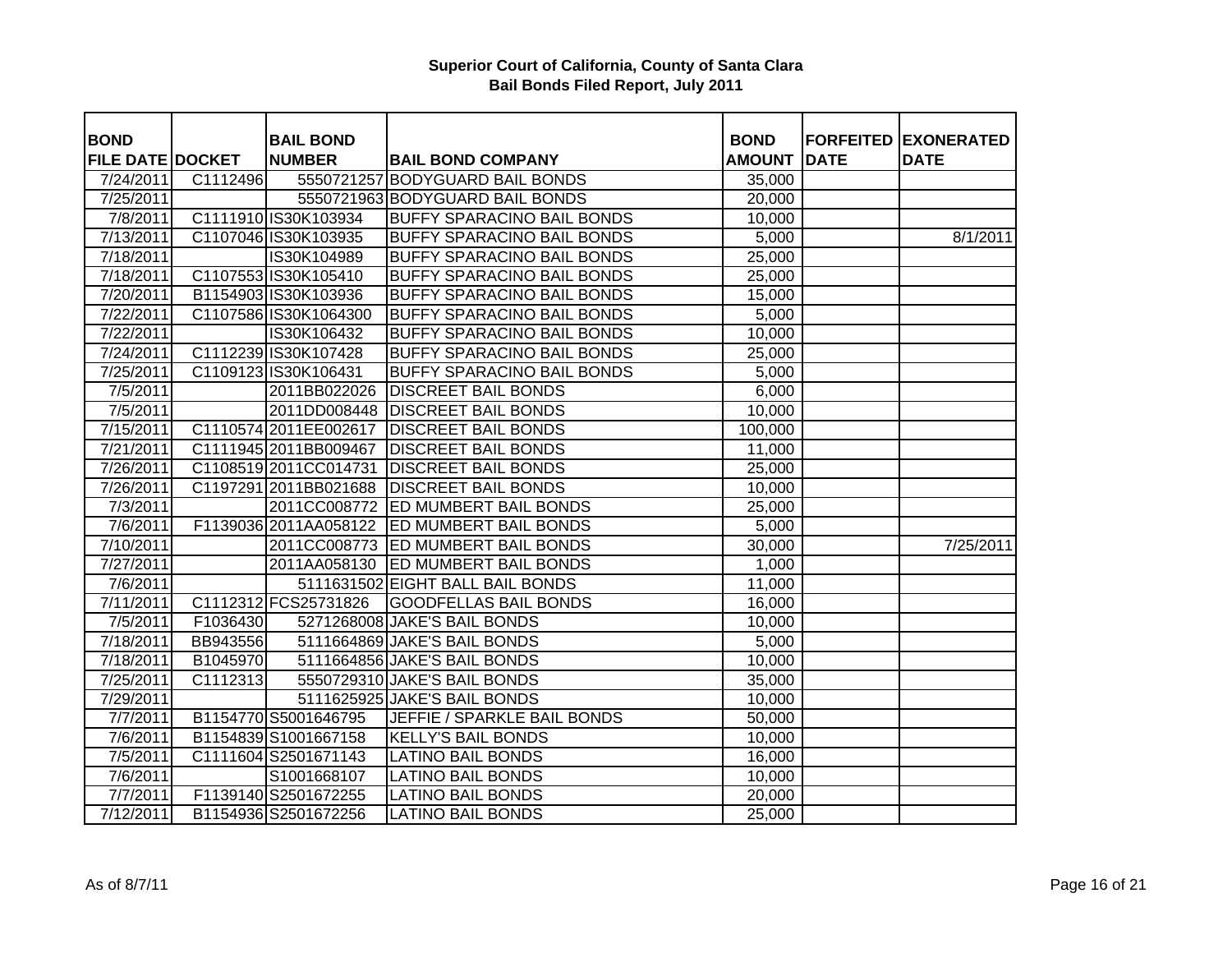**Superior Court of California, County of Santa Clara**
**Bail Bonds Filed Report, July 2011**

| BOND FILE DATE | DOCKET | BAIL BOND NUMBER | BAIL BOND COMPANY | BOND AMOUNT | FORFEITED DATE | EXONERATED DATE |
|---|---|---|---|---|---|---|
| 7/24/2011 | C1112496 | 5550721257 | BODYGUARD BAIL BONDS | 35,000 | | |
| 7/25/2011 | | 5550721963 | BODYGUARD BAIL BONDS | 20,000 | | |
| 7/8/2011 | C1111910 | IS30K103934 | BUFFY SPARACINO BAIL BONDS | 10,000 | | |
| 7/13/2011 | C1107046 | IS30K103935 | BUFFY SPARACINO BAIL BONDS | 5,000 | | 8/1/2011 |
| 7/18/2011 | | IS30K104989 | BUFFY SPARACINO BAIL BONDS | 25,000 | | |
| 7/18/2011 | C1107553 | IS30K105410 | BUFFY SPARACINO BAIL BONDS | 25,000 | | |
| 7/20/2011 | B1154903 | IS30K103936 | BUFFY SPARACINO BAIL BONDS | 15,000 | | |
| 7/22/2011 | C1107586 | IS30K1064300 | BUFFY SPARACINO BAIL BONDS | 5,000 | | |
| 7/22/2011 | | IS30K106432 | BUFFY SPARACINO BAIL BONDS | 10,000 | | |
| 7/24/2011 | C1112239 | IS30K107428 | BUFFY SPARACINO BAIL BONDS | 25,000 | | |
| 7/25/2011 | C1109123 | IS30K106431 | BUFFY SPARACINO BAIL BONDS | 5,000 | | |
| 7/5/2011 | | 2011BB022026 | DISCREET BAIL BONDS | 6,000 | | |
| 7/5/2011 | | 2011DD008448 | DISCREET BAIL BONDS | 10,000 | | |
| 7/15/2011 | C1110574 | 2011EE002617 | DISCREET BAIL BONDS | 100,000 | | |
| 7/21/2011 | C1111945 | 2011BB009467 | DISCREET BAIL BONDS | 11,000 | | |
| 7/26/2011 | C1108519 | 2011CC014731 | DISCREET BAIL BONDS | 25,000 | | |
| 7/26/2011 | C1197291 | 2011BB021688 | DISCREET BAIL BONDS | 10,000 | | |
| 7/3/2011 | | 2011CC008772 | ED MUMBERT BAIL BONDS | 25,000 | | |
| 7/6/2011 | F1139036 | 2011AA058122 | ED MUMBERT BAIL BONDS | 5,000 | | |
| 7/10/2011 | | 2011CC008773 | ED MUMBERT BAIL BONDS | 30,000 | | 7/25/2011 |
| 7/27/2011 | | 2011AA058130 | ED MUMBERT BAIL BONDS | 1,000 | | |
| 7/6/2011 | | 5111631502 | EIGHT BALL BAIL BONDS | 11,000 | | |
| 7/11/2011 | C1112312 | FCS25731826 | GOODFELLAS BAIL BONDS | 16,000 | | |
| 7/5/2011 | F1036430 | 5271268008 | JAKE'S BAIL BONDS | 10,000 | | |
| 7/18/2011 | BB943556 | 5111664869 | JAKE'S BAIL BONDS | 5,000 | | |
| 7/18/2011 | B1045970 | 5111664856 | JAKE'S BAIL BONDS | 10,000 | | |
| 7/25/2011 | C1112313 | 5550729310 | JAKE'S BAIL BONDS | 35,000 | | |
| 7/29/2011 | | 5111625925 | JAKE'S BAIL BONDS | 10,000 | | |
| 7/7/2011 | B1154770 | S5001646795 | JEFFIE / SPARKLE BAIL BONDS | 50,000 | | |
| 7/6/2011 | B1154839 | S1001667158 | KELLY'S BAIL BONDS | 10,000 | | |
| 7/5/2011 | C1111604 | S2501671143 | LATINO BAIL BONDS | 16,000 | | |
| 7/6/2011 | | S1001668107 | LATINO BAIL BONDS | 10,000 | | |
| 7/7/2011 | F1139140 | S2501672255 | LATINO BAIL BONDS | 20,000 | | |
| 7/12/2011 | B1154936 | S2501672256 | LATINO BAIL BONDS | 25,000 | | |

As of 8/7/11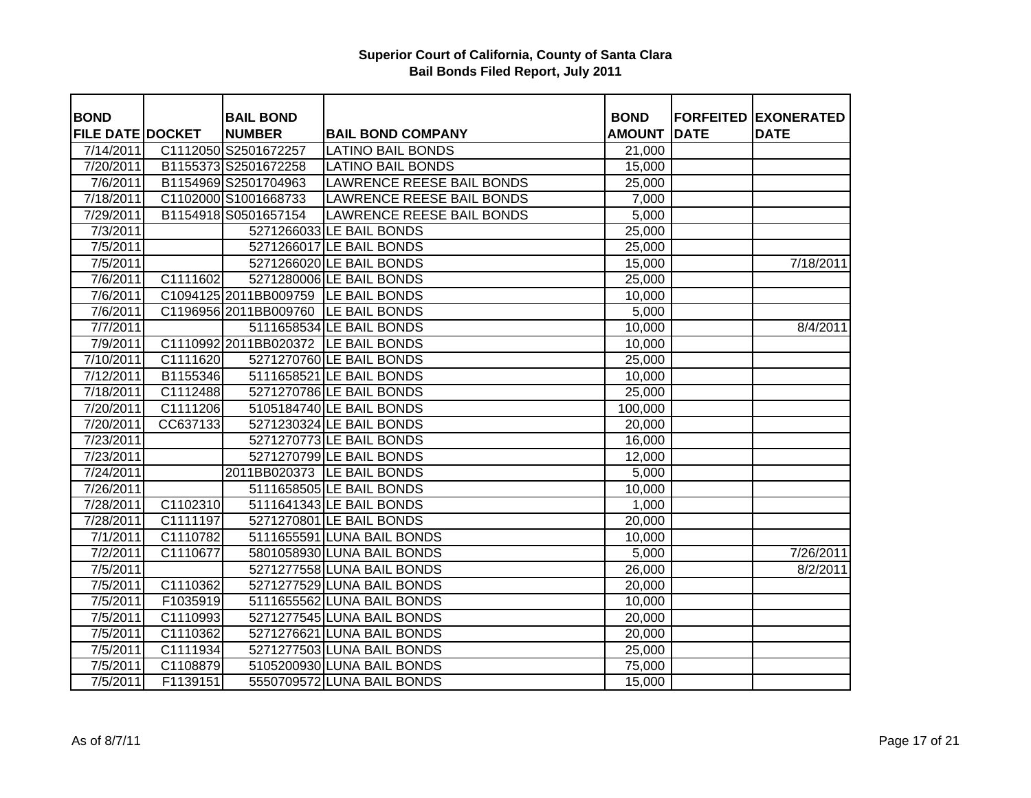**Superior Court of California, County of Santa Clara**
**Bail Bonds Filed Report, July 2011**

| BOND FILE DATE | DOCKET | BAIL BOND NUMBER | BAIL BOND COMPANY | BOND AMOUNT | FORFEITED DATE | EXONERATED DATE |
|---|---|---|---|---|---|---|
| 7/14/2011 | C1112050 | S2501672257 | LATINO BAIL BONDS | 21,000 | | |
| 7/20/2011 | B1155373 | S2501672258 | LATINO BAIL BONDS | 15,000 | | |
| 7/6/2011 | B1154969 | S2501704963 | LAWRENCE REESE BAIL BONDS | 25,000 | | |
| 7/18/2011 | C1102000 | S1001668733 | LAWRENCE REESE BAIL BONDS | 7,000 | | |
| 7/29/2011 | B1154918 | S0501657154 | LAWRENCE REESE BAIL BONDS | 5,000 | | |
| 7/3/2011 | | 5271266033 | LE BAIL BONDS | 25,000 | | |
| 7/5/2011 | | 5271266017 | LE BAIL BONDS | 25,000 | | |
| 7/5/2011 | | 5271266020 | LE BAIL BONDS | 15,000 | | 7/18/2011 |
| 7/6/2011 | C1111602 | 5271280006 | LE BAIL BONDS | 25,000 | | |
| 7/6/2011 | C1094125 | 2011BB009759 | LE BAIL BONDS | 10,000 | | |
| 7/6/2011 | C1196956 | 2011BB009760 | LE BAIL BONDS | 5,000 | | |
| 7/7/2011 | | 5111658534 | LE BAIL BONDS | 10,000 | | 8/4/2011 |
| 7/9/2011 | C1110992 | 2011BB020372 | LE BAIL BONDS | 10,000 | | |
| 7/10/2011 | C1111620 | 5271270760 | LE BAIL BONDS | 25,000 | | |
| 7/12/2011 | B1155346 | 5111658521 | LE BAIL BONDS | 10,000 | | |
| 7/18/2011 | C1112488 | 5271270786 | LE BAIL BONDS | 25,000 | | |
| 7/20/2011 | C1111206 | 5105184740 | LE BAIL BONDS | 100,000 | | |
| 7/20/2011 | CC637133 | 5271230324 | LE BAIL BONDS | 20,000 | | |
| 7/23/2011 | | 5271270773 | LE BAIL BONDS | 16,000 | | |
| 7/23/2011 | | 5271270799 | LE BAIL BONDS | 12,000 | | |
| 7/24/2011 | | 2011BB020373 | LE BAIL BONDS | 5,000 | | |
| 7/26/2011 | | 5111658505 | LE BAIL BONDS | 10,000 | | |
| 7/28/2011 | C1102310 | 5111641343 | LE BAIL BONDS | 1,000 | | |
| 7/28/2011 | C1111197 | 5271270801 | LE BAIL BONDS | 20,000 | | |
| 7/1/2011 | C1110782 | 5111655591 | LUNA BAIL BONDS | 10,000 | | |
| 7/2/2011 | C1110677 | 5801058930 | LUNA BAIL BONDS | 5,000 | | 7/26/2011 |
| 7/5/2011 | | 5271277558 | LUNA BAIL BONDS | 26,000 | | 8/2/2011 |
| 7/5/2011 | C1110362 | 5271277529 | LUNA BAIL BONDS | 20,000 | | |
| 7/5/2011 | F1035919 | 5111655562 | LUNA BAIL BONDS | 10,000 | | |
| 7/5/2011 | C1110993 | 5271277545 | LUNA BAIL BONDS | 20,000 | | |
| 7/5/2011 | C1110362 | 5271276621 | LUNA BAIL BONDS | 20,000 | | |
| 7/5/2011 | C1111934 | 5271277503 | LUNA BAIL BONDS | 25,000 | | |
| 7/5/2011 | C1108879 | 5105200930 | LUNA BAIL BONDS | 75,000 | | |
| 7/5/2011 | F1139151 | 5550709572 | LUNA BAIL BONDS | 15,000 | | |

As of 8/7/11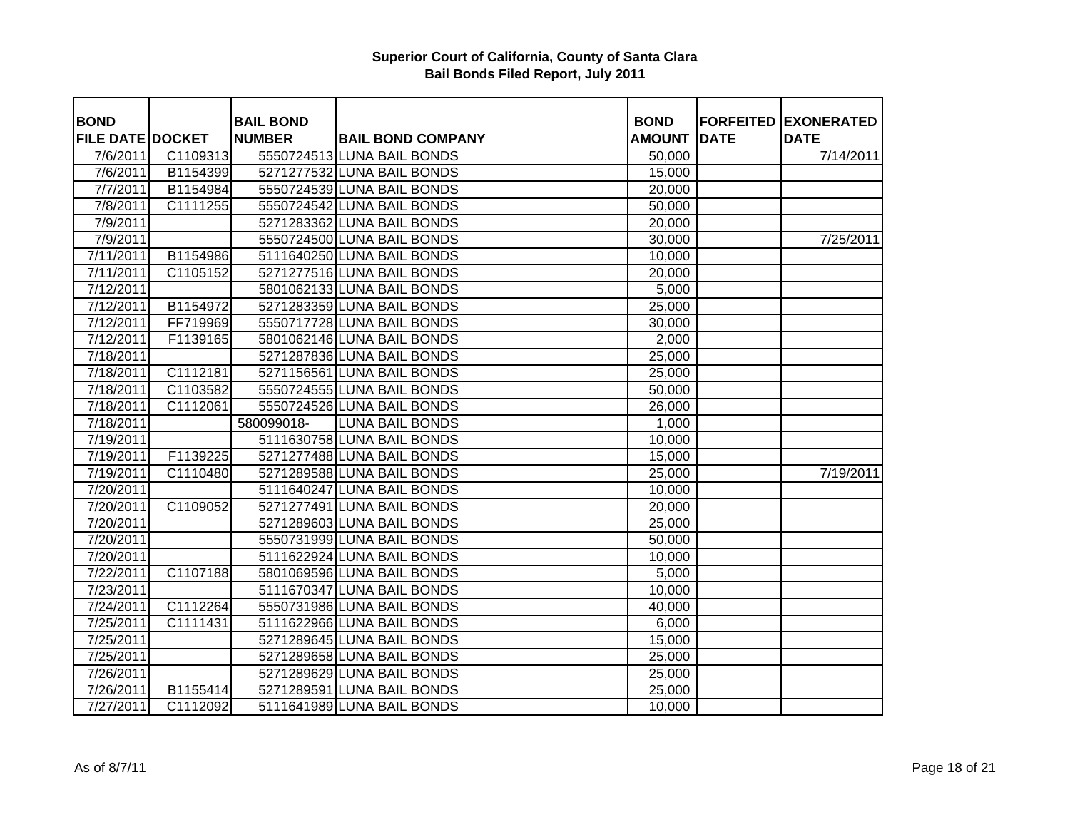**Superior Court of California, County of Santa Clara**
**Bail Bonds Filed Report, July 2011**

| BOND FILE DATE | DOCKET | BAIL BOND NUMBER | BAIL BOND COMPANY | BOND AMOUNT | FORFEITED DATE | EXONERATED DATE |
|---|---|---|---|---|---|---|
| 7/6/2011 | C1109313 | 5550724513 | LUNA BAIL BONDS | 50,000 | | 7/14/2011 |
| 7/6/2011 | B1154399 | 5271277532 | LUNA BAIL BONDS | 15,000 | | |
| 7/7/2011 | B1154984 | 5550724539 | LUNA BAIL BONDS | 20,000 | | |
| 7/8/2011 | C1111255 | 5550724542 | LUNA BAIL BONDS | 50,000 | | |
| 7/9/2011 | | 5271283362 | LUNA BAIL BONDS | 20,000 | | |
| 7/9/2011 | | 5550724500 | LUNA BAIL BONDS | 30,000 | | 7/25/2011 |
| 7/11/2011 | B1154986 | 5111640250 | LUNA BAIL BONDS | 10,000 | | |
| 7/11/2011 | C1105152 | 5271277516 | LUNA BAIL BONDS | 20,000 | | |
| 7/12/2011 | | 5801062133 | LUNA BAIL BONDS | 5,000 | | |
| 7/12/2011 | B1154972 | 5271283359 | LUNA BAIL BONDS | 25,000 | | |
| 7/12/2011 | FF719969 | 5550717728 | LUNA BAIL BONDS | 30,000 | | |
| 7/12/2011 | F1139165 | 5801062146 | LUNA BAIL BONDS | 2,000 | | |
| 7/18/2011 | | 5271287836 | LUNA BAIL BONDS | 25,000 | | |
| 7/18/2011 | C1112181 | 5271156561 | LUNA BAIL BONDS | 25,000 | | |
| 7/18/2011 | C1103582 | 5550724555 | LUNA BAIL BONDS | 50,000 | | |
| 7/18/2011 | C1112061 | 5550724526 | LUNA BAIL BONDS | 26,000 | | |
| 7/18/2011 | | 580099018- | LUNA BAIL BONDS | 1,000 | | |
| 7/19/2011 | | 5111630758 | LUNA BAIL BONDS | 10,000 | | |
| 7/19/2011 | F1139225 | 5271277488 | LUNA BAIL BONDS | 15,000 | | |
| 7/19/2011 | C1110480 | 5271289588 | LUNA BAIL BONDS | 25,000 | | 7/19/2011 |
| 7/20/2011 | | 5111640247 | LUNA BAIL BONDS | 10,000 | | |
| 7/20/2011 | C1109052 | 5271277491 | LUNA BAIL BONDS | 20,000 | | |
| 7/20/2011 | | 5271289603 | LUNA BAIL BONDS | 25,000 | | |
| 7/20/2011 | | 5550731999 | LUNA BAIL BONDS | 50,000 | | |
| 7/20/2011 | | 5111622924 | LUNA BAIL BONDS | 10,000 | | |
| 7/22/2011 | C1107188 | 5801069596 | LUNA BAIL BONDS | 5,000 | | |
| 7/23/2011 | | 5111670347 | LUNA BAIL BONDS | 10,000 | | |
| 7/24/2011 | C1112264 | 5550731986 | LUNA BAIL BONDS | 40,000 | | |
| 7/25/2011 | C1111431 | 5111622966 | LUNA BAIL BONDS | 6,000 | | |
| 7/25/2011 | | 5271289645 | LUNA BAIL BONDS | 15,000 | | |
| 7/25/2011 | | 5271289658 | LUNA BAIL BONDS | 25,000 | | |
| 7/26/2011 | | 5271289629 | LUNA BAIL BONDS | 25,000 | | |
| 7/26/2011 | B1155414 | 5271289591 | LUNA BAIL BONDS | 25,000 | | |
| 7/27/2011 | C1112092 | 5111641989 | LUNA BAIL BONDS | 10,000 | | |

As of 8/7/11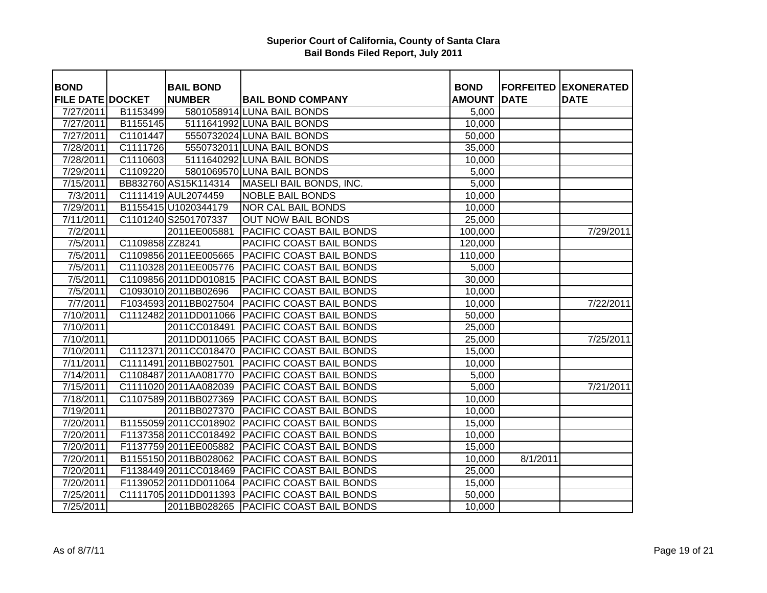**Superior Court of California, County of Santa Clara**
**Bail Bonds Filed Report, July 2011**

| BOND FILE DATE | DOCKET | BAIL BOND NUMBER | BAIL BOND COMPANY | BOND AMOUNT | FORFEITED DATE | EXONERATED DATE |
|---|---|---|---|---|---|---|
| 7/27/2011 | B1153499 | 5801058914 | LUNA BAIL BONDS | 5,000 | | |
| 7/27/2011 | B1155145 | 5111641992 | LUNA BAIL BONDS | 10,000 | | |
| 7/27/2011 | C1101447 | 5550732024 | LUNA BAIL BONDS | 50,000 | | |
| 7/28/2011 | C1111726 | 5550732011 | LUNA BAIL BONDS | 35,000 | | |
| 7/28/2011 | C1110603 | 5111640292 | LUNA BAIL BONDS | 10,000 | | |
| 7/29/2011 | C1109220 | 5801069570 | LUNA BAIL BONDS | 5,000 | | |
| 7/15/2011 | BB832760 | AS15K114314 | MASELI BAIL BONDS, INC. | 5,000 | | |
| 7/3/2011 | C1111419 | AUL2074459 | NOBLE BAIL BONDS | 10,000 | | |
| 7/29/2011 | B1155415 | U1020344179 | NOR CAL BAIL BONDS | 10,000 | | |
| 7/11/2011 | C1101240 | S2501707337 | OUT NOW BAIL BONDS | 25,000 | | |
| 7/2/2011 | | 2011EE005881 | PACIFIC COAST BAIL BONDS | 100,000 | | 7/29/2011 |
| 7/5/2011 | C1109858 | ZZ8241 | PACIFIC COAST BAIL BONDS | 120,000 | | |
| 7/5/2011 | C1109856 | 2011EE005665 | PACIFIC COAST BAIL BONDS | 110,000 | | |
| 7/5/2011 | C1110328 | 2011EE005776 | PACIFIC COAST BAIL BONDS | 5,000 | | |
| 7/5/2011 | C1109856 | 2011DD010815 | PACIFIC COAST BAIL BONDS | 30,000 | | |
| 7/5/2011 | C1093010 | 2011BB02696 | PACIFIC COAST BAIL BONDS | 10,000 | | |
| 7/7/2011 | F1034593 | 2011BB027504 | PACIFIC COAST BAIL BONDS | 10,000 | | 7/22/2011 |
| 7/10/2011 | C1112482 | 2011DD011066 | PACIFIC COAST BAIL BONDS | 50,000 | | |
| 7/10/2011 | | 2011CC018491 | PACIFIC COAST BAIL BONDS | 25,000 | | |
| 7/10/2011 | | 2011DD011065 | PACIFIC COAST BAIL BONDS | 25,000 | | 7/25/2011 |
| 7/10/2011 | C1112371 | 2011CC018470 | PACIFIC COAST BAIL BONDS | 15,000 | | |
| 7/11/2011 | C1111491 | 2011BB027501 | PACIFIC COAST BAIL BONDS | 10,000 | | |
| 7/14/2011 | C1108487 | 2011AA081770 | PACIFIC COAST BAIL BONDS | 5,000 | | |
| 7/15/2011 | C1111020 | 2011AA082039 | PACIFIC COAST BAIL BONDS | 5,000 | | 7/21/2011 |
| 7/18/2011 | C1107589 | 2011BB027369 | PACIFIC COAST BAIL BONDS | 10,000 | | |
| 7/19/2011 | | 2011BB027370 | PACIFIC COAST BAIL BONDS | 10,000 | | |
| 7/20/2011 | B1155059 | 2011CC018902 | PACIFIC COAST BAIL BONDS | 15,000 | | |
| 7/20/2011 | F1137358 | 2011CC018492 | PACIFIC COAST BAIL BONDS | 10,000 | | |
| 7/20/2011 | F1137759 | 2011EE005882 | PACIFIC COAST BAIL BONDS | 15,000 | | |
| 7/20/2011 | B1155150 | 2011BB028062 | PACIFIC COAST BAIL BONDS | 10,000 | 8/1/2011 | |
| 7/20/2011 | F1138449 | 2011CC018469 | PACIFIC COAST BAIL BONDS | 25,000 | | |
| 7/20/2011 | F1139052 | 2011DD011064 | PACIFIC COAST BAIL BONDS | 15,000 | | |
| 7/25/2011 | C1111705 | 2011DD011393 | PACIFIC COAST BAIL BONDS | 50,000 | | |
| 7/25/2011 | | 2011BB028265 | PACIFIC COAST BAIL BONDS | 10,000 | | |

As of 8/7/11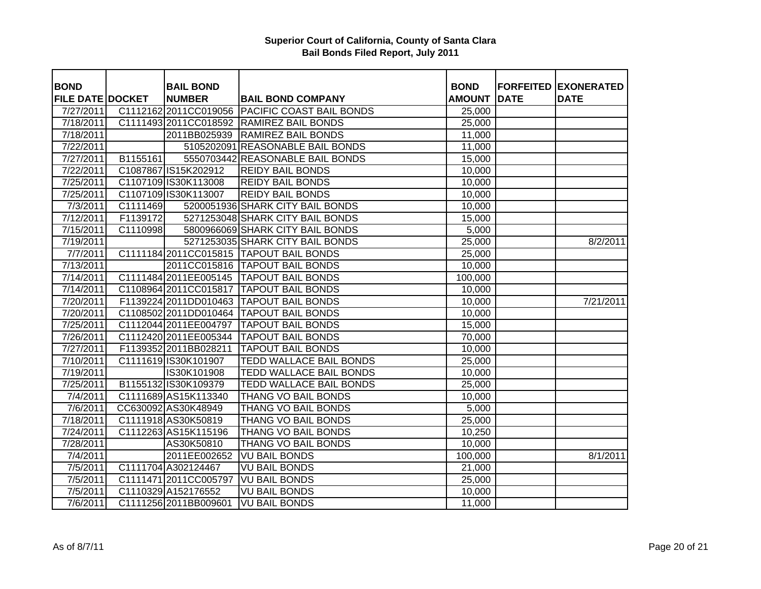# Superior Court of California, County of Santa Clara
## Bail Bonds Filed Report, July 2011

| BOND FILE DATE | DOCKET | BAIL BOND NUMBER | BAIL BOND COMPANY | BOND AMOUNT | FORFEITED DATE | EXONERATED DATE |
|---|---|---|---|---|---|---|
| 7/27/2011 | C1112162 | 2011CC019056 | PACIFIC COAST BAIL BONDS | 25,000 | | |
| 7/18/2011 | C1111493 | 2011CC018592 | RAMIREZ BAIL BONDS | 25,000 | | |
| 7/18/2011 | | 2011BB025939 | RAMIREZ BAIL BONDS | 11,000 | | |
| 7/22/2011 | | 5105202091 | REASONABLE BAIL BONDS | 11,000 | | |
| 7/27/2011 | B1155161 | 5550703442 | REASONABLE BAIL BONDS | 15,000 | | |
| 7/22/2011 | C1087867 | IS15K202912 | REIDY BAIL BONDS | 10,000 | | |
| 7/25/2011 | C1107109 | IS30K113008 | REIDY BAIL BONDS | 10,000 | | |
| 7/25/2011 | C1107109 | IS30K113007 | REIDY BAIL BONDS | 10,000 | | |
| 7/3/2011 | C1111469 | 5200051936 | SHARK CITY BAIL BONDS | 10,000 | | |
| 7/12/2011 | F1139172 | 5271253048 | SHARK CITY BAIL BONDS | 15,000 | | |
| 7/15/2011 | C1110998 | 5800966069 | SHARK CITY BAIL BONDS | 5,000 | | |
| 7/19/2011 | | 5271253035 | SHARK CITY BAIL BONDS | 25,000 | | 8/2/2011 |
| 7/7/2011 | C1111184 | 2011CC015815 | TAPOUT BAIL BONDS | 25,000 | | |
| 7/13/2011 | | 2011CC015816 | TAPOUT BAIL BONDS | 10,000 | | |
| 7/14/2011 | C1111484 | 2011EE005145 | TAPOUT BAIL BONDS | 100,000 | | |
| 7/14/2011 | C1108964 | 2011CC015817 | TAPOUT BAIL BONDS | 10,000 | | |
| 7/20/2011 | F1139224 | 2011DD010463 | TAPOUT BAIL BONDS | 10,000 | | 7/21/2011 |
| 7/20/2011 | C1108502 | 2011DD010464 | TAPOUT BAIL BONDS | 10,000 | | |
| 7/25/2011 | C1112044 | 2011EE004797 | TAPOUT BAIL BONDS | 15,000 | | |
| 7/26/2011 | C1112420 | 2011EE005344 | TAPOUT BAIL BONDS | 70,000 | | |
| 7/27/2011 | F1139352 | 2011BB028211 | TAPOUT BAIL BONDS | 10,000 | | |
| 7/10/2011 | C1111619 | IS30K101907 | TEDD WALLACE BAIL BONDS | 25,000 | | |
| 7/19/2011 | | IS30K101908 | TEDD WALLACE BAIL BONDS | 10,000 | | |
| 7/25/2011 | B1155132 | IS30K109379 | TEDD WALLACE BAIL BONDS | 25,000 | | |
| 7/4/2011 | C1111689 | AS15K113340 | THANG VO BAIL BONDS | 10,000 | | |
| 7/6/2011 | CC630092 | AS30K48949 | THANG VO BAIL BONDS | 5,000 | | |
| 7/18/2011 | C1111918 | AS30K50819 | THANG VO BAIL BONDS | 25,000 | | |
| 7/24/2011 | C1112263 | AS15K115196 | THANG VO BAIL BONDS | 10,250 | | |
| 7/28/2011 | | AS30K50810 | THANG VO BAIL BONDS | 10,000 | | |
| 7/4/2011 | | 2011EE002652 | VU BAIL BONDS | 100,000 | | 8/1/2011 |
| 7/5/2011 | C1111704 | A302124467 | VU BAIL BONDS | 21,000 | | |
| 7/5/2011 | C1111471 | 2011CC005797 | VU BAIL BONDS | 25,000 | | |
| 7/5/2011 | C1110329 | A152176552 | VU BAIL BONDS | 10,000 | | |
| 7/6/2011 | C1111256 | 2011BB009601 | VU BAIL BONDS | 11,000 | | |

As of 8/7/11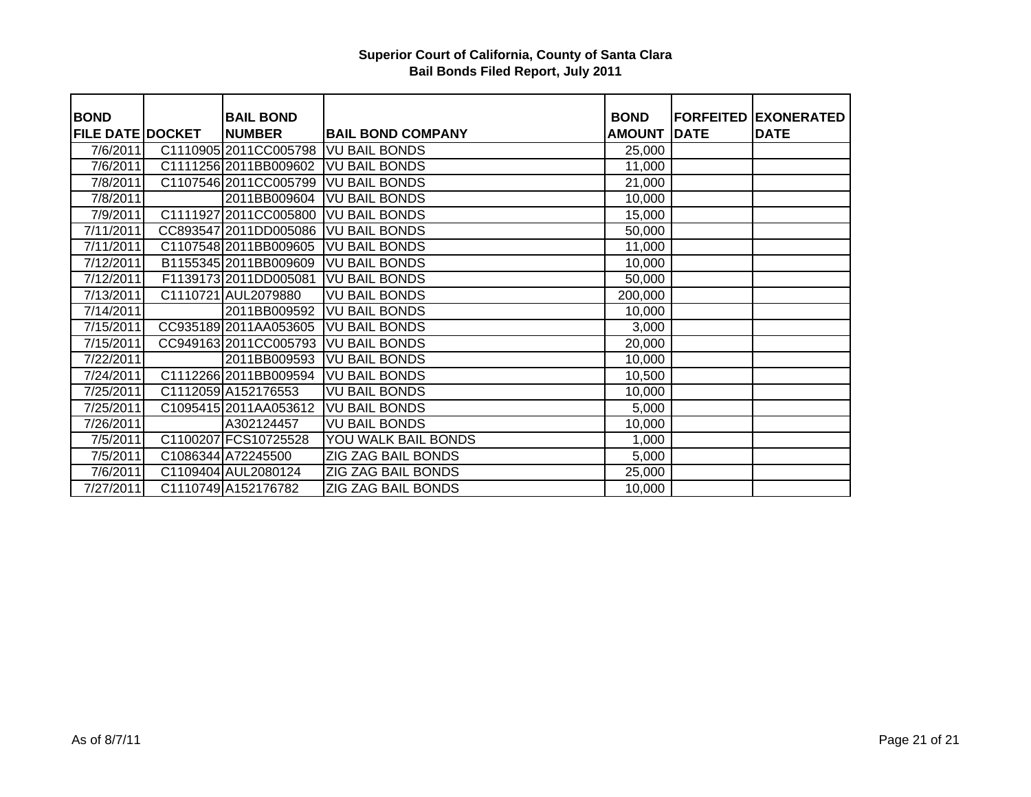**Superior Court of California, County of Santa Clara**
**Bail Bonds Filed Report, July 2011**

| BOND FILE DATE | DOCKET | BAIL BOND NUMBER | BAIL BOND COMPANY | BOND AMOUNT | FORFEITED DATE | EXONERATED DATE |
|---|---|---|---|---|---|---|
| 7/6/2011 | C1110905 | 2011CC005798 | VU BAIL BONDS | 25,000 | | |
| 7/6/2011 | C1111256 | 2011BB009602 | VU BAIL BONDS | 11,000 | | |
| 7/8/2011 | C1107546 | 2011CC005799 | VU BAIL BONDS | 21,000 | | |
| 7/8/2011 | | 2011BB009604 | VU BAIL BONDS | 10,000 | | |
| 7/9/2011 | C1111927 | 2011CC005800 | VU BAIL BONDS | 15,000 | | |
| 7/11/2011 | CC893547 | 2011DD005086 | VU BAIL BONDS | 50,000 | | |
| 7/11/2011 | C1107548 | 2011BB009605 | VU BAIL BONDS | 11,000 | | |
| 7/12/2011 | B1155345 | 2011BB009609 | VU BAIL BONDS | 10,000 | | |
| 7/12/2011 | F1139173 | 2011DD005081 | VU BAIL BONDS | 50,000 | | |
| 7/13/2011 | C1110721 | AUL2079880 | VU BAIL BONDS | 200,000 | | |
| 7/14/2011 | | 2011BB009592 | VU BAIL BONDS | 10,000 | | |
| 7/15/2011 | CC935189 | 2011AA053605 | VU BAIL BONDS | 3,000 | | |
| 7/15/2011 | CC949163 | 2011CC005793 | VU BAIL BONDS | 20,000 | | |
| 7/22/2011 | | 2011BB009593 | VU BAIL BONDS | 10,000 | | |
| 7/24/2011 | C1112266 | 2011BB009594 | VU BAIL BONDS | 10,500 | | |
| 7/25/2011 | C1112059 | A152176553 | VU BAIL BONDS | 10,000 | | |
| 7/25/2011 | C1095415 | 2011AA053612 | VU BAIL BONDS | 5,000 | | |
| 7/26/2011 | | A302124457 | VU BAIL BONDS | 10,000 | | |
| 7/5/2011 | C1100207 | FCS10725528 | YOU WALK BAIL BONDS | 1,000 | | |
| 7/5/2011 | C1086344 | A72245500 | ZIG ZAG BAIL BONDS | 5,000 | | |
| 7/6/2011 | C1109404 | AUL2080124 | ZIG ZAG BAIL BONDS | 25,000 | | |
| 7/27/2011 | C1110749 | A152176782 | ZIG ZAG BAIL BONDS | 10,000 | | |

As of 8/7/11